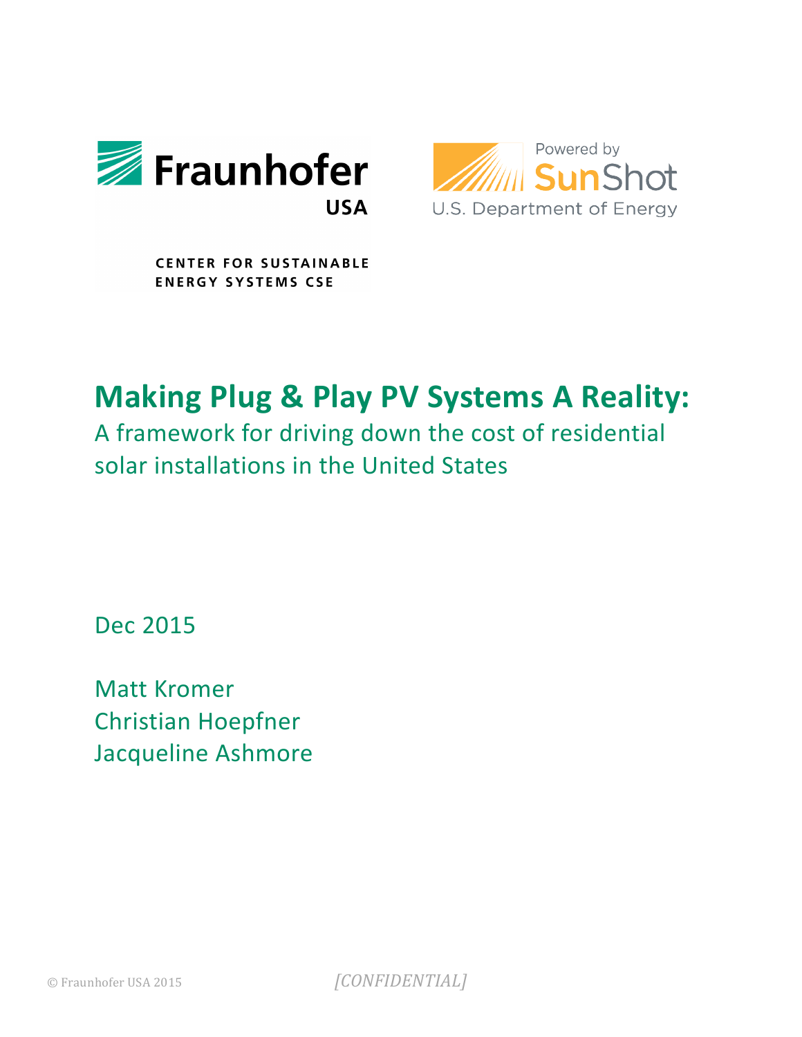Fraunhofer USA

CENTER FOR SUSTAINABLE ENERGY SYSTEMS CSE

Powered by SunShot

U.S. Department of Energy

# Making Plug & Play PV Systems A Reality:

## A framework for driving down the cost of residential solar installations in the United States

Dec 2015

Matt Kromer
Christian Hoepfner
Jacqueline Ashmore

© Fraunhofer USA 2015

*[CONFIDENTIAL]*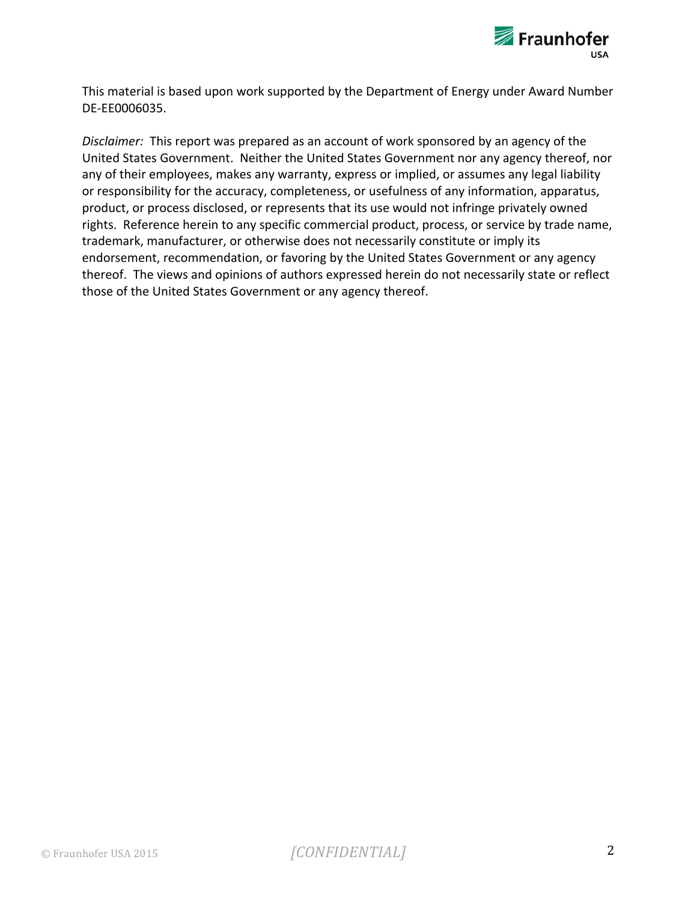This material is based upon work supported by the Department of Energy under Award Number DE-EE0006035.

*Disclaimer:* This report was prepared as an account of work sponsored by an agency of the United States Government. Neither the United States Government nor any agency thereof, nor any of their employees, makes any warranty, express or implied, or assumes any legal liability or responsibility for the accuracy, completeness, or usefulness of any information, apparatus, product, or process disclosed, or represents that its use would not infringe privately owned rights. Reference herein to any specific commercial product, process, or service by trade name, trademark, manufacturer, or otherwise does not necessarily constitute or imply its endorsement, recommendation, or favoring by the United States Government or any agency thereof. The views and opinions of authors expressed herein do not necessarily state or reflect those of the United States Government or any agency thereof.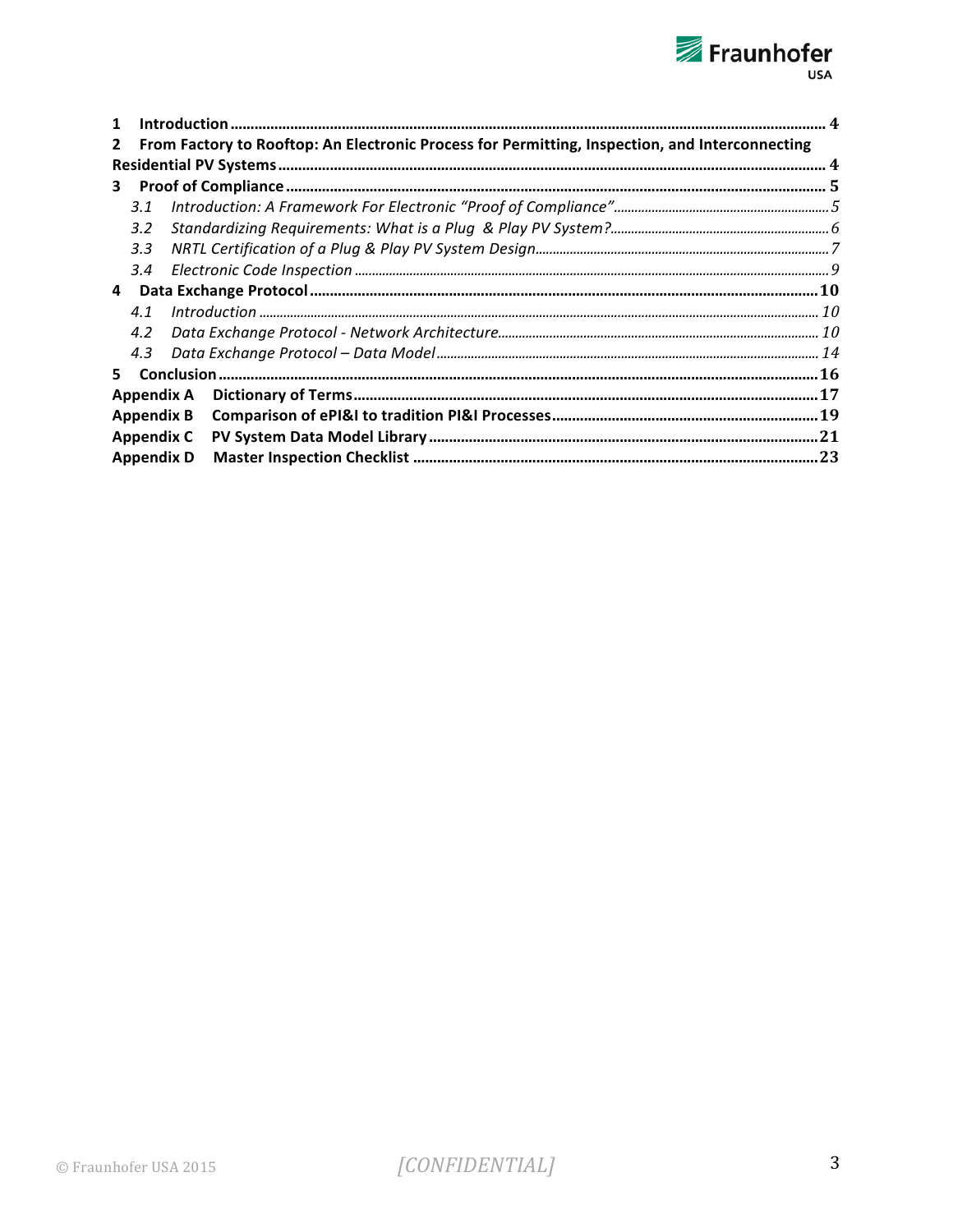**1 Introduction** ........ 4

**2 From Factory to Rooftop: An Electronic Process for Permitting, Inspection, and Interconnecting Residential PV Systems** ........ 4

**3 Proof of Compliance** ........ 5

- *3.1 Introduction: A Framework For Electronic "Proof of Compliance"* ........ 5
- *3.2 Standardizing Requirements: What is a Plug & Play PV System?* ........ 6
- *3.3 NRTL Certification of a Plug & Play PV System Design* ........ 7
- *3.4 Electronic Code Inspection* ........ 9

**4 Data Exchange Protocol** ........ 10

- *4.1 Introduction* ........ 10
- *4.2 Data Exchange Protocol - Network Architecture* ........ 10
- *4.3 Data Exchange Protocol – Data Model* ........ 14

**5 Conclusion** ........ 16

**Appendix A Dictionary of Terms** ........ 17

**Appendix B Comparison of ePI&I to tradition PI&I Processes** ........ 19

**Appendix C PV System Data Model Library** ........ 21

**Appendix D Master Inspection Checklist** ........ 23

[CONFIDENTIAL]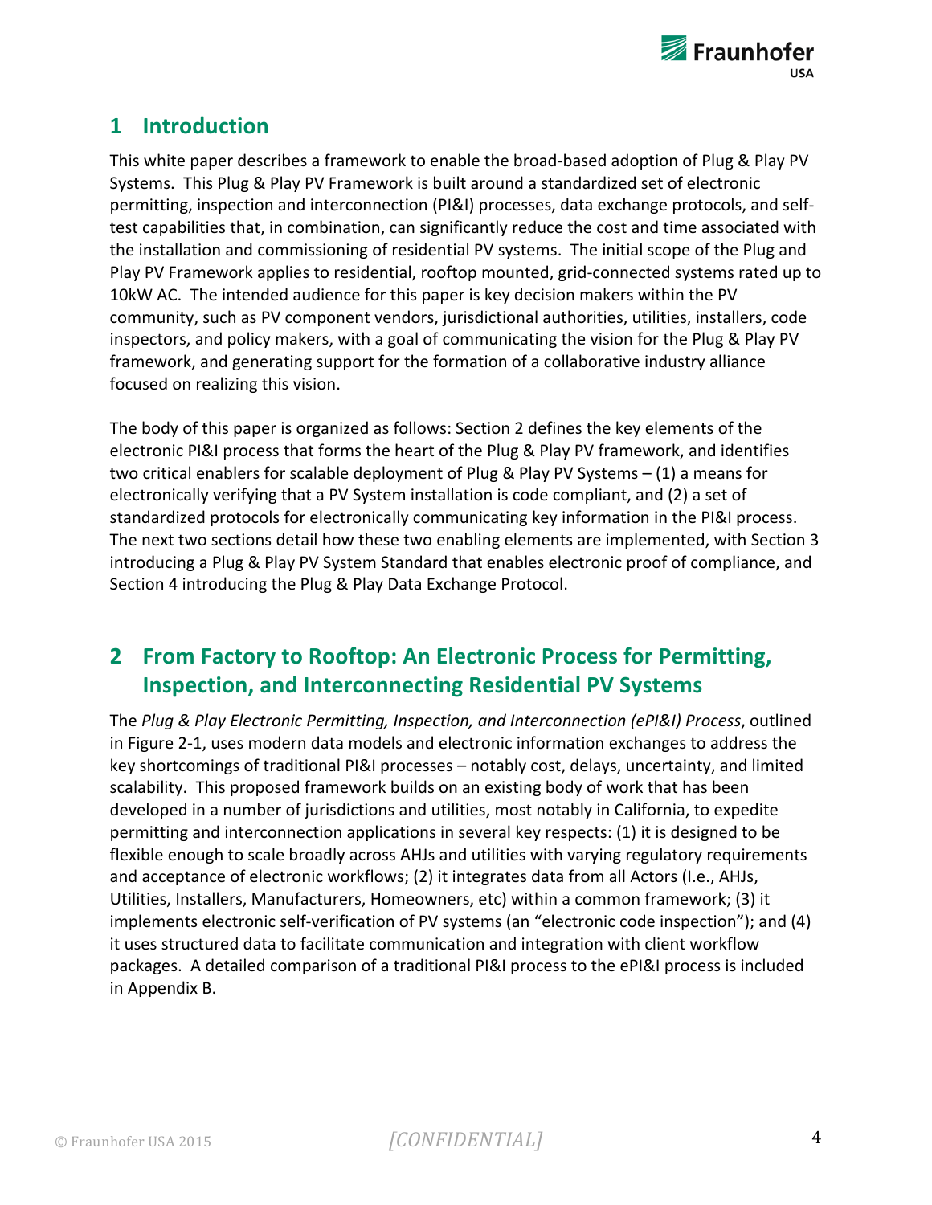# 1 Introduction

This white paper describes a framework to enable the broad-based adoption of Plug & Play PV Systems. This Plug & Play PV Framework is built around a standardized set of electronic permitting, inspection and interconnection (PI&I) processes, data exchange protocols, and self-test capabilities that, in combination, can significantly reduce the cost and time associated with the installation and commissioning of residential PV systems. The initial scope of the Plug and Play PV Framework applies to residential, rooftop mounted, grid-connected systems rated up to 10kW AC. The intended audience for this paper is key decision makers within the PV community, such as PV component vendors, jurisdictional authorities, utilities, installers, code inspectors, and policy makers, with a goal of communicating the vision for the Plug & Play PV framework, and generating support for the formation of a collaborative industry alliance focused on realizing this vision.

The body of this paper is organized as follows: Section 2 defines the key elements of the electronic PI&I process that forms the heart of the Plug & Play PV framework, and identifies two critical enablers for scalable deployment of Plug & Play PV Systems – (1) a means for electronically verifying that a PV System installation is code compliant, and (2) a set of standardized protocols for electronically communicating key information in the PI&I process. The next two sections detail how these two enabling elements are implemented, with Section 3 introducing a Plug & Play PV System Standard that enables electronic proof of compliance, and Section 4 introducing the Plug & Play Data Exchange Protocol.

# 2 From Factory to Rooftop: An Electronic Process for Permitting, Inspection, and Interconnecting Residential PV Systems

The *Plug & Play Electronic Permitting, Inspection, and Interconnection (ePI&I) Process*, outlined in Figure 2-1, uses modern data models and electronic information exchanges to address the key shortcomings of traditional PI&I processes – notably cost, delays, uncertainty, and limited scalability. This proposed framework builds on an existing body of work that has been developed in a number of jurisdictions and utilities, most notably in California, to expedite permitting and interconnection applications in several key respects: (1) it is designed to be flexible enough to scale broadly across AHJs and utilities with varying regulatory requirements and acceptance of electronic workflows; (2) it integrates data from all Actors (I.e., AHJs, Utilities, Installers, Manufacturers, Homeowners, etc) within a common framework; (3) it implements electronic self-verification of PV systems (an “electronic code inspection”); and (4) it uses structured data to facilitate communication and integration with client workflow packages. A detailed comparison of a traditional PI&I process to the ePI&I process is included in Appendix B.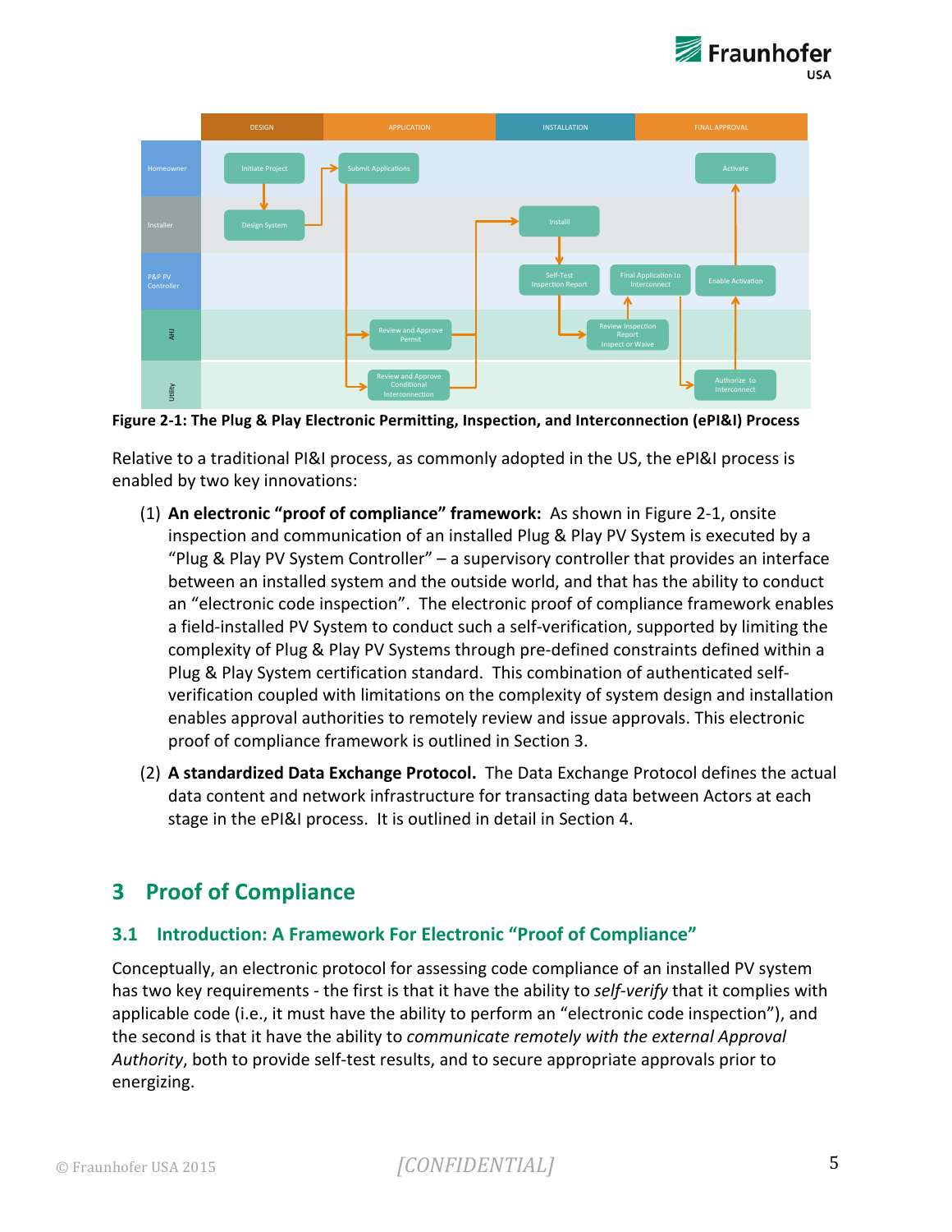**Figure 2-1: The Plug & Play Electronic Permitting, Inspection, and Interconnection (ePI&I) Process**

Relative to a traditional PI&I process, as commonly adopted in the US, the ePI&I process is enabled by two key innovations:

(1) **An electronic "proof of compliance" framework:** As shown in Figure 2-1, onsite inspection and communication of an installed Plug & Play PV System is executed by a "Plug & Play PV System Controller" – a supervisory controller that provides an interface between an installed system and the outside world, and that has the ability to conduct an "electronic code inspection". The electronic proof of compliance framework enables a field-installed PV System to conduct such a self-verification, supported by limiting the complexity of Plug & Play PV Systems through pre-defined constraints defined within a Plug & Play System certification standard. This combination of authenticated self-verification coupled with limitations on the complexity of system design and installation enables approval authorities to remotely review and issue approvals. This electronic proof of compliance framework is outlined in Section 3.

(2) **A standardized Data Exchange Protocol.** The Data Exchange Protocol defines the actual data content and network infrastructure for transacting data between Actors at each stage in the ePI&I process. It is outlined in detail in Section 4.

# 3 Proof of Compliance

## 3.1 Introduction: A Framework For Electronic "Proof of Compliance"

Conceptually, an electronic protocol for assessing code compliance of an installed PV system has two key requirements - the first is that it have the ability to *self-verify* that it complies with applicable code (i.e., it must have the ability to perform an "electronic code inspection"), and the second is that it have the ability to *communicate remotely with the external Approval Authority*, both to provide self-test results, and to secure appropriate approvals prior to energizing.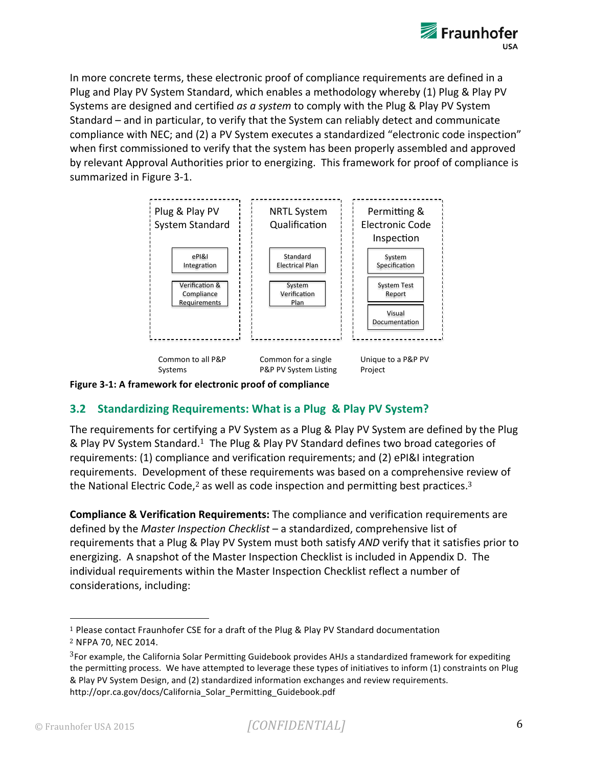In more concrete terms, these electronic proof of compliance requirements are defined in a Plug and Play PV System Standard, which enables a methodology whereby (1) Plug & Play PV Systems are designed and certified *as a system* to comply with the Plug & Play PV System Standard – and in particular, to verify that the System can reliably detect and communicate compliance with NEC; and (2) a PV System executes a standardized "electronic code inspection" when first commissioned to verify that the system has been properly assembled and approved by relevant Approval Authorities prior to energizing. This framework for proof of compliance is summarized in Figure 3-1.

| Plug & Play PV System Standard | NRTL System Qualification | Permitting & Electronic Code Inspection |
|---|---|---|
| ePI&I Integration | Standard Electrical Plan | System Specification |
| Verification & Compliance Requirements | System Verification Plan | System Test Report |
| | | Visual Documentation |
| Common to all P&P Systems | Common for a single P&P PV System Listing | Unique to a P&P PV Project |

**Figure 3-1: A framework for electronic proof of compliance**

## 3.2 Standardizing Requirements: What is a Plug & Play PV System?

The requirements for certifying a PV System as a Plug & Play PV System are defined by the Plug & Play PV System Standard.[1] The Plug & Play PV Standard defines two broad categories of requirements: (1) compliance and verification requirements; and (2) ePI&I integration requirements. Development of these requirements was based on a comprehensive review of the National Electric Code,[2] as well as code inspection and permitting best practices.[3]

**Compliance & Verification Requirements:** The compliance and verification requirements are defined by the *Master Inspection Checklist* – a standardized, comprehensive list of requirements that a Plug & Play PV System must both satisfy *AND* verify that it satisfies prior to energizing. A snapshot of the Master Inspection Checklist is included in Appendix D. The individual requirements within the Master Inspection Checklist reflect a number of considerations, including:

---

[1] Please contact Fraunhofer CSE for a draft of the Plug & Play PV Standard documentation

[2] NFPA 70, NEC 2014.

[3] For example, the California Solar Permitting Guidebook provides AHJs a standardized framework for expediting the permitting process. We have attempted to leverage these types of initiatives to inform (1) constraints on Plug & Play PV System Design, and (2) standardized information exchanges and review requirements. http://opr.ca.gov/docs/California_Solar_Permitting_Guidebook.pdf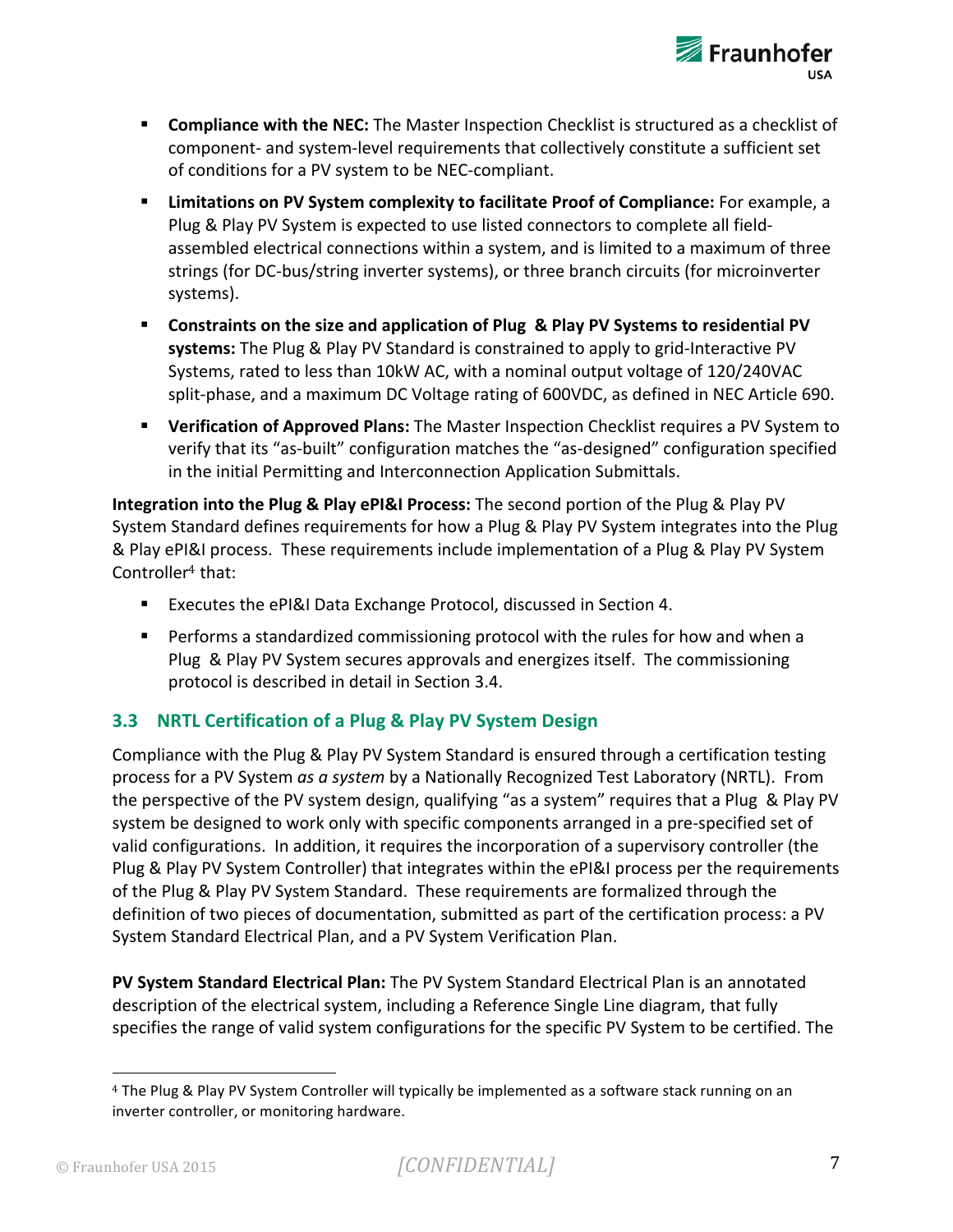- **Compliance with the NEC:** The Master Inspection Checklist is structured as a checklist of component- and system-level requirements that collectively constitute a sufficient set of conditions for a PV system to be NEC-compliant.
- **Limitations on PV System complexity to facilitate Proof of Compliance:** For example, a Plug & Play PV System is expected to use listed connectors to complete all field-assembled electrical connections within a system, and is limited to a maximum of three strings (for DC-bus/string inverter systems), or three branch circuits (for microinverter systems).
- **Constraints on the size and application of Plug & Play PV Systems to residential PV systems:** The Plug & Play PV Standard is constrained to apply to grid-Interactive PV Systems, rated to less than 10kW AC, with a nominal output voltage of 120/240VAC split-phase, and a maximum DC Voltage rating of 600VDC, as defined in NEC Article 690.
- **Verification of Approved Plans:** The Master Inspection Checklist requires a PV System to verify that its "as-built" configuration matches the "as-designed" configuration specified in the initial Permitting and Interconnection Application Submittals.

**Integration into the Plug & Play ePI&I Process:** The second portion of the Plug & Play PV System Standard defines requirements for how a Plug & Play PV System integrates into the Plug & Play ePI&I process. These requirements include implementation of a Plug & Play PV System Controller[4] that:

- Executes the ePI&I Data Exchange Protocol, discussed in Section 4.
- Performs a standardized commissioning protocol with the rules for how and when a Plug & Play PV System secures approvals and energizes itself. The commissioning protocol is described in detail in Section 3.4.

## 3.3 NRTL Certification of a Plug & Play PV System Design

Compliance with the Plug & Play PV System Standard is ensured through a certification testing process for a PV System *as a system* by a Nationally Recognized Test Laboratory (NRTL). From the perspective of the PV system design, qualifying "as a system" requires that a Plug & Play PV system be designed to work only with specific components arranged in a pre-specified set of valid configurations. In addition, it requires the incorporation of a supervisory controller (the Plug & Play PV System Controller) that integrates within the ePI&I process per the requirements of the Plug & Play PV System Standard. These requirements are formalized through the definition of two pieces of documentation, submitted as part of the certification process: a PV System Standard Electrical Plan, and a PV System Verification Plan.

**PV System Standard Electrical Plan:** The PV System Standard Electrical Plan is an annotated description of the electrical system, including a Reference Single Line diagram, that fully specifies the range of valid system configurations for the specific PV System to be certified. The

[4] The Plug & Play PV System Controller will typically be implemented as a software stack running on an inverter controller, or monitoring hardware.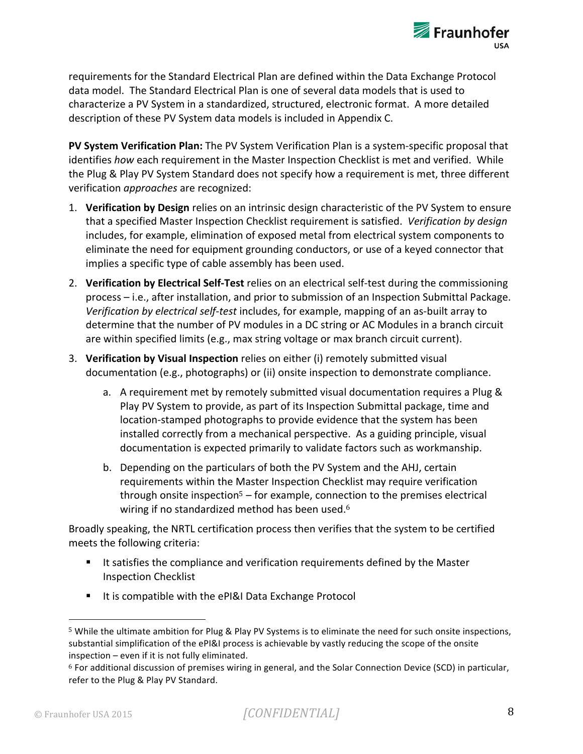requirements for the Standard Electrical Plan are defined within the Data Exchange Protocol data model. The Standard Electrical Plan is one of several data models that is used to characterize a PV System in a standardized, structured, electronic format. A more detailed description of these PV System data models is included in Appendix C.

**PV System Verification Plan:** The PV System Verification Plan is a system-specific proposal that identifies *how* each requirement in the Master Inspection Checklist is met and verified. While the Plug & Play PV System Standard does not specify how a requirement is met, three different verification *approaches* are recognized:

1. **Verification by Design** relies on an intrinsic design characteristic of the PV System to ensure that a specified Master Inspection Checklist requirement is satisfied. *Verification by design* includes, for example, elimination of exposed metal from electrical system components to eliminate the need for equipment grounding conductors, or use of a keyed connector that implies a specific type of cable assembly has been used.
2. **Verification by Electrical Self-Test** relies on an electrical self-test during the commissioning process – i.e., after installation, and prior to submission of an Inspection Submittal Package. *Verification by electrical self-test* includes, for example, mapping of an as-built array to determine that the number of PV modules in a DC string or AC Modules in a branch circuit are within specified limits (e.g., max string voltage or max branch circuit current).
3. **Verification by Visual Inspection** relies on either (i) remotely submitted visual documentation (e.g., photographs) or (ii) onsite inspection to demonstrate compliance.
    a. A requirement met by remotely submitted visual documentation requires a Plug & Play PV System to provide, as part of its Inspection Submittal package, time and location-stamped photographs to provide evidence that the system has been installed correctly from a mechanical perspective. As a guiding principle, visual documentation is expected primarily to validate factors such as workmanship.
    b. Depending on the particulars of both the PV System and the AHJ, certain requirements within the Master Inspection Checklist may require verification through onsite inspection[5] – for example, connection to the premises electrical wiring if no standardized method has been used.[6]

Broadly speaking, the NRTL certification process then verifies that the system to be certified meets the following criteria:

- It satisfies the compliance and verification requirements defined by the Master Inspection Checklist
- It is compatible with the ePI&I Data Exchange Protocol

---

[5] While the ultimate ambition for Plug & Play PV Systems is to eliminate the need for such onsite inspections, substantial simplification of the ePI&I process is achievable by vastly reducing the scope of the onsite inspection – even if it is not fully eliminated.

[6] For additional discussion of premises wiring in general, and the Solar Connection Device (SCD) in particular, refer to the Plug & Play PV Standard.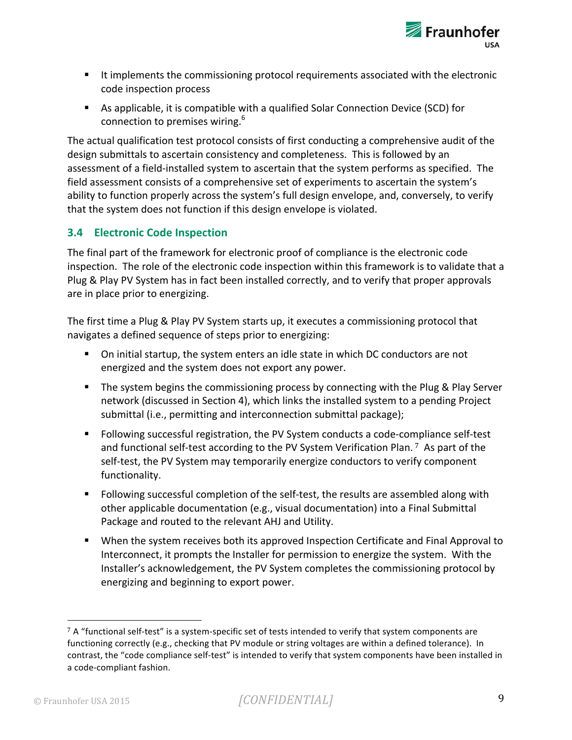- It implements the commissioning protocol requirements associated with the electronic code inspection process
- As applicable, it is compatible with a qualified Solar Connection Device (SCD) for connection to premises wiring.[6]

The actual qualification test protocol consists of first conducting a comprehensive audit of the design submittals to ascertain consistency and completeness. This is followed by an assessment of a field-installed system to ascertain that the system performs as specified. The field assessment consists of a comprehensive set of experiments to ascertain the system's ability to function properly across the system's full design envelope, and, conversely, to verify that the system does not function if this design envelope is violated.

### 3.4 Electronic Code Inspection

The final part of the framework for electronic proof of compliance is the electronic code inspection. The role of the electronic code inspection within this framework is to validate that a Plug & Play PV System has in fact been installed correctly, and to verify that proper approvals are in place prior to energizing.

The first time a Plug & Play PV System starts up, it executes a commissioning protocol that navigates a defined sequence of steps prior to energizing:

- On initial startup, the system enters an idle state in which DC conductors are not energized and the system does not export any power.
- The system begins the commissioning process by connecting with the Plug & Play Server network (discussed in Section 4), which links the installed system to a pending Project submittal (i.e., permitting and interconnection submittal package);
- Following successful registration, the PV System conducts a code-compliance self-test and functional self-test according to the PV System Verification Plan.[7] As part of the self-test, the PV System may temporarily energize conductors to verify component functionality.
- Following successful completion of the self-test, the results are assembled along with other applicable documentation (e.g., visual documentation) into a Final Submittal Package and routed to the relevant AHJ and Utility.
- When the system receives both its approved Inspection Certificate and Final Approval to Interconnect, it prompts the Installer for permission to energize the system. With the Installer's acknowledgement, the PV System completes the commissioning protocol by energizing and beginning to export power.

---

[7] A "functional self-test" is a system-specific set of tests intended to verify that system components are functioning correctly (e.g., checking that PV module or string voltages are within a defined tolerance). In contrast, the "code compliance self-test" is intended to verify that system components have been installed in a code-compliant fashion.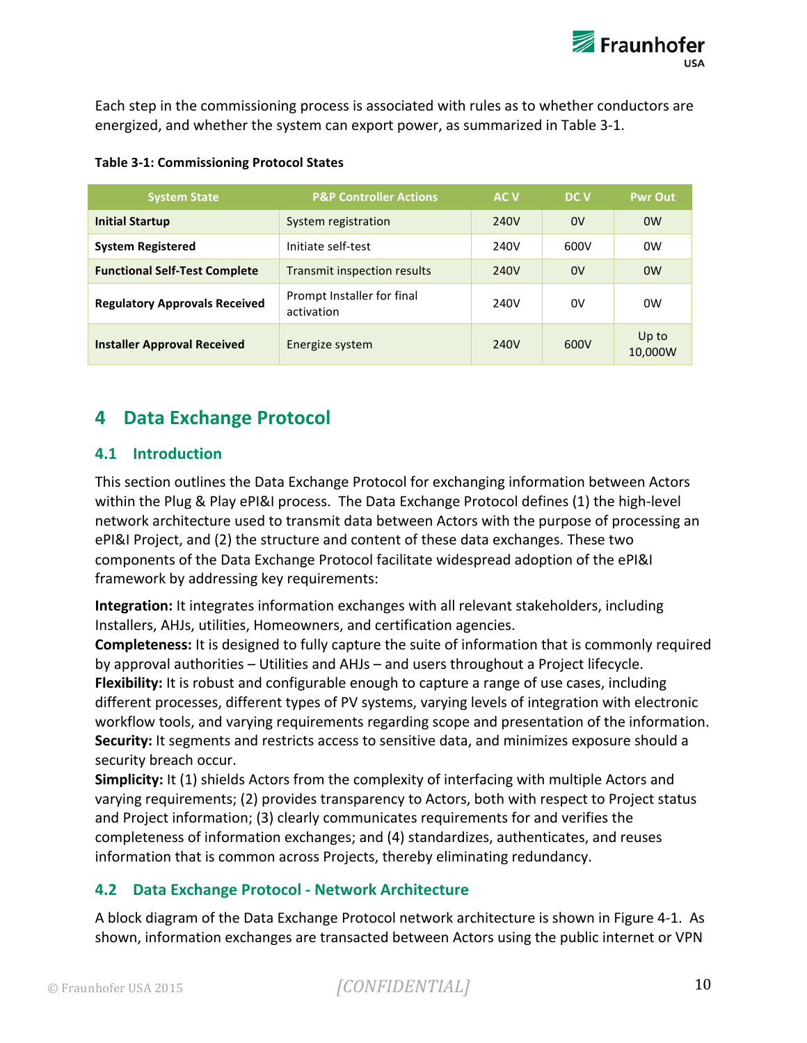Each step in the commissioning process is associated with rules as to whether conductors are energized, and whether the system can export power, as summarized in Table 3-1.

**Table 3-1: Commissioning Protocol States**

| System State | P&P Controller Actions | AC V | DC V | Pwr Out |
|---|---|---|---|---|
| **Initial Startup** | System registration | 240V | 0V | 0W |
| **System Registered** | Initiate self-test | 240V | 600V | 0W |
| **Functional Self-Test Complete** | Transmit inspection results | 240V | 0V | 0W |
| **Regulatory Approvals Received** | Prompt Installer for final activation | 240V | 0V | 0W |
| **Installer Approval Received** | Energize system | 240V | 600V | Up to 10,000W |

# 4 Data Exchange Protocol

## 4.1 Introduction

This section outlines the Data Exchange Protocol for exchanging information between Actors within the Plug & Play ePI&I process. The Data Exchange Protocol defines (1) the high-level network architecture used to transmit data between Actors with the purpose of processing an ePI&I Project, and (2) the structure and content of these data exchanges. These two components of the Data Exchange Protocol facilitate widespread adoption of the ePI&I framework by addressing key requirements:

**Integration:** It integrates information exchanges with all relevant stakeholders, including Installers, AHJs, utilities, Homeowners, and certification agencies.
**Completeness:** It is designed to fully capture the suite of information that is commonly required by approval authorities – Utilities and AHJs – and users throughout a Project lifecycle.
**Flexibility:** It is robust and configurable enough to capture a range of use cases, including different processes, different types of PV systems, varying levels of integration with electronic workflow tools, and varying requirements regarding scope and presentation of the information.
**Security:** It segments and restricts access to sensitive data, and minimizes exposure should a security breach occur.
**Simplicity:** It (1) shields Actors from the complexity of interfacing with multiple Actors and varying requirements; (2) provides transparency to Actors, both with respect to Project status and Project information; (3) clearly communicates requirements for and verifies the completeness of information exchanges; and (4) standardizes, authenticates, and reuses information that is common across Projects, thereby eliminating redundancy.

## 4.2 Data Exchange Protocol - Network Architecture

A block diagram of the Data Exchange Protocol network architecture is shown in Figure 4-1. As shown, information exchanges are transacted between Actors using the public internet or VPN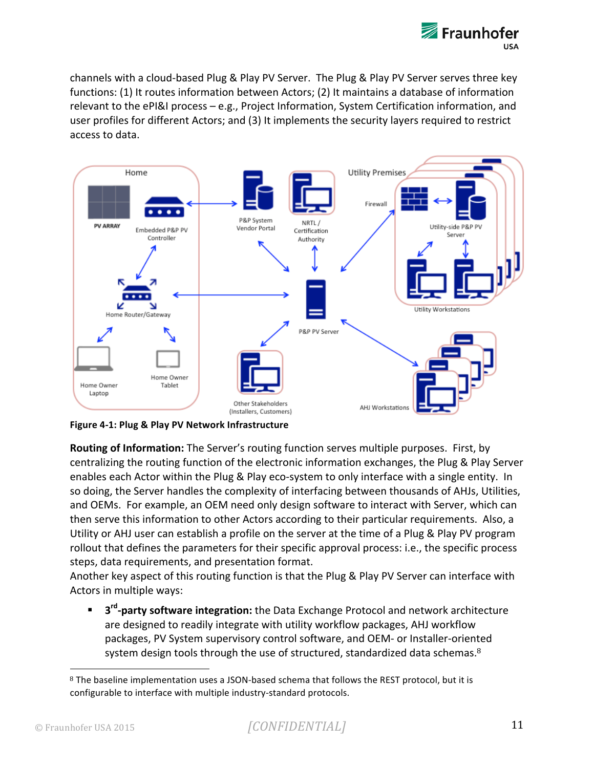channels with a cloud-based Plug & Play PV Server. The Plug & Play PV Server serves three key functions: (1) It routes information between Actors; (2) It maintains a database of information relevant to the ePI&I process – e.g., Project Information, System Certification information, and user profiles for different Actors; and (3) It implements the security layers required to restrict access to data.

**Figure 4-1: Plug & Play PV Network Infrastructure**

**Routing of Information:** The Server's routing function serves multiple purposes. First, by centralizing the routing function of the electronic information exchanges, the Plug & Play Server enables each Actor within the Plug & Play eco-system to only interface with a single entity. In so doing, the Server handles the complexity of interfacing between thousands of AHJs, Utilities, and OEMs. For example, an OEM need only design software to interact with Server, which can then serve this information to other Actors according to their particular requirements. Also, a Utility or AHJ user can establish a profile on the server at the time of a Plug & Play PV program rollout that defines the parameters for their specific approval process: i.e., the specific process steps, data requirements, and presentation format.

Another key aspect of this routing function is that the Plug & Play PV Server can interface with Actors in multiple ways:

- **3rd-party software integration:** the Data Exchange Protocol and network architecture are designed to readily integrate with utility workflow packages, AHJ workflow packages, PV System supervisory control software, and OEM- or Installer-oriented system design tools through the use of structured, standardized data schemas.[8]

[8] The baseline implementation uses a JSON-based schema that follows the REST protocol, but it is configurable to interface with multiple industry-standard protocols.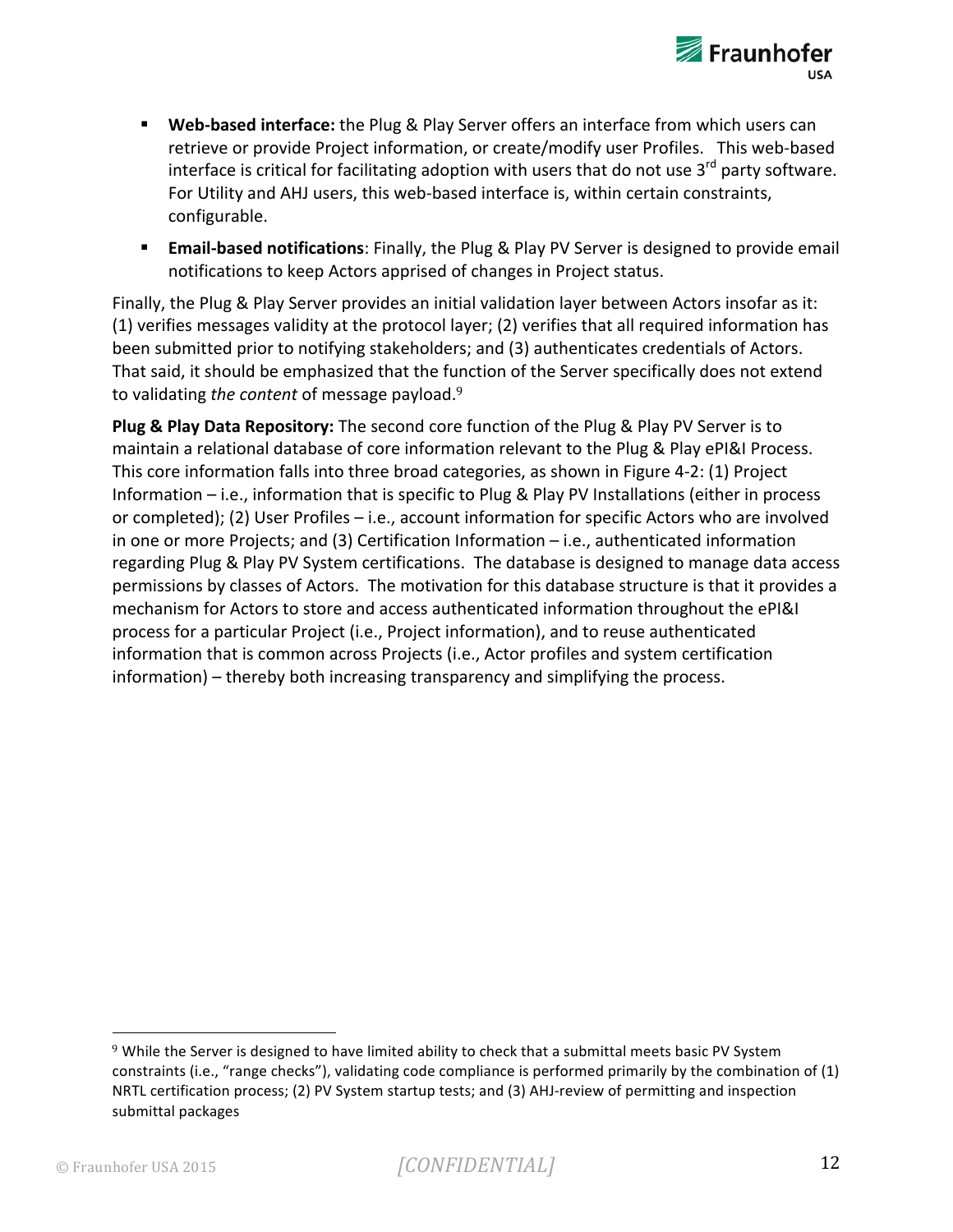- **Web-based interface:** the Plug & Play Server offers an interface from which users can retrieve or provide Project information, or create/modify user Profiles. This web-based interface is critical for facilitating adoption with users that do not use 3rd party software. For Utility and AHJ users, this web-based interface is, within certain constraints, configurable.
- **Email-based notifications**: Finally, the Plug & Play PV Server is designed to provide email notifications to keep Actors apprised of changes in Project status.

Finally, the Plug & Play Server provides an initial validation layer between Actors insofar as it: (1) verifies messages validity at the protocol layer; (2) verifies that all required information has been submitted prior to notifying stakeholders; and (3) authenticates credentials of Actors. That said, it should be emphasized that the function of the Server specifically does not extend to validating *the content* of message payload.[9]

**Plug & Play Data Repository:** The second core function of the Plug & Play PV Server is to maintain a relational database of core information relevant to the Plug & Play ePI&I Process. This core information falls into three broad categories, as shown in Figure 4-2: (1) Project Information – i.e., information that is specific to Plug & Play PV Installations (either in process or completed); (2) User Profiles – i.e., account information for specific Actors who are involved in one or more Projects; and (3) Certification Information – i.e., authenticated information regarding Plug & Play PV System certifications. The database is designed to manage data access permissions by classes of Actors. The motivation for this database structure is that it provides a mechanism for Actors to store and access authenticated information throughout the ePI&I process for a particular Project (i.e., Project information), and to reuse authenticated information that is common across Projects (i.e., Actor profiles and system certification information) – thereby both increasing transparency and simplifying the process.

---

[9] While the Server is designed to have limited ability to check that a submittal meets basic PV System constraints (i.e., "range checks"), validating code compliance is performed primarily by the combination of (1) NRTL certification process; (2) PV System startup tests; and (3) AHJ-review of permitting and inspection submittal packages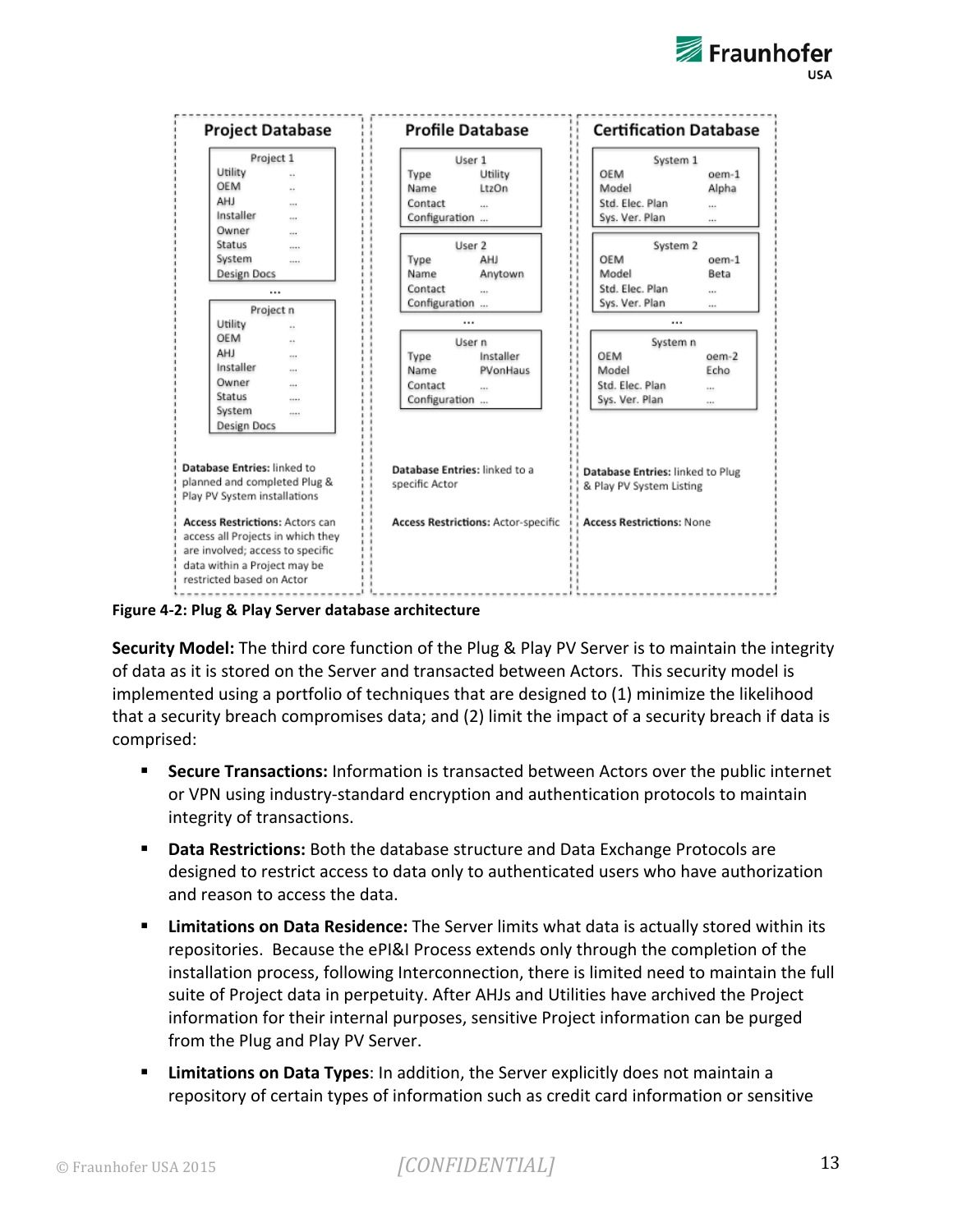| Project Database | Profile Database | Certification Database |
|---|---|---|
| Project 1: Utility .., OEM .., AHJ ..., Installer ..., Owner ..., Status ...., System ...., Design Docs | User 1: Type Utility, Name LtzOn, Contact ..., Configuration ... | System 1: OEM oem-1, Model Alpha, Std. Elec. Plan ..., Sys. Ver. Plan ... |
| ... | User 2: Type AHJ, Name Anytown, Contact ..., Configuration ... | System 2: OEM oem-1, Model Beta, Std. Elec. Plan ..., Sys. Ver. Plan ... |
| Project n: Utility .., OEM .., AHJ ..., Installer ..., Owner ..., Status ...., System ...., Design Docs | ... User n: Type Installer, Name PVonHaus, Contact ..., Configuration ... | ... System n: OEM oem-2, Model Echo, Std. Elec. Plan ..., Sys. Ver. Plan ... |
| **Database Entries:** linked to planned and completed Plug & Play PV System installations | **Database Entries:** linked to a specific Actor | **Database Entries:** linked to Plug & Play PV System Listing |
| **Access Restrictions:** Actors can access all Projects in which they are involved; access to specific data within a Project may be restricted based on Actor | **Access Restrictions:** Actor-specific | **Access Restrictions:** None |

**Figure 4-2: Plug & Play Server database architecture**

**Security Model:** The third core function of the Plug & Play PV Server is to maintain the integrity of data as it is stored on the Server and transacted between Actors. This security model is implemented using a portfolio of techniques that are designed to (1) minimize the likelihood that a security breach compromises data; and (2) limit the impact of a security breach if data is comprised:

- **Secure Transactions:** Information is transacted between Actors over the public internet or VPN using industry-standard encryption and authentication protocols to maintain integrity of transactions.
- **Data Restrictions:** Both the database structure and Data Exchange Protocols are designed to restrict access to data only to authenticated users who have authorization and reason to access the data.
- **Limitations on Data Residence:** The Server limits what data is actually stored within its repositories. Because the ePI&I Process extends only through the completion of the installation process, following Interconnection, there is limited need to maintain the full suite of Project data in perpetuity. After AHJs and Utilities have archived the Project information for their internal purposes, sensitive Project information can be purged from the Plug and Play PV Server.
- **Limitations on Data Types**: In addition, the Server explicitly does not maintain a repository of certain types of information such as credit card information or sensitive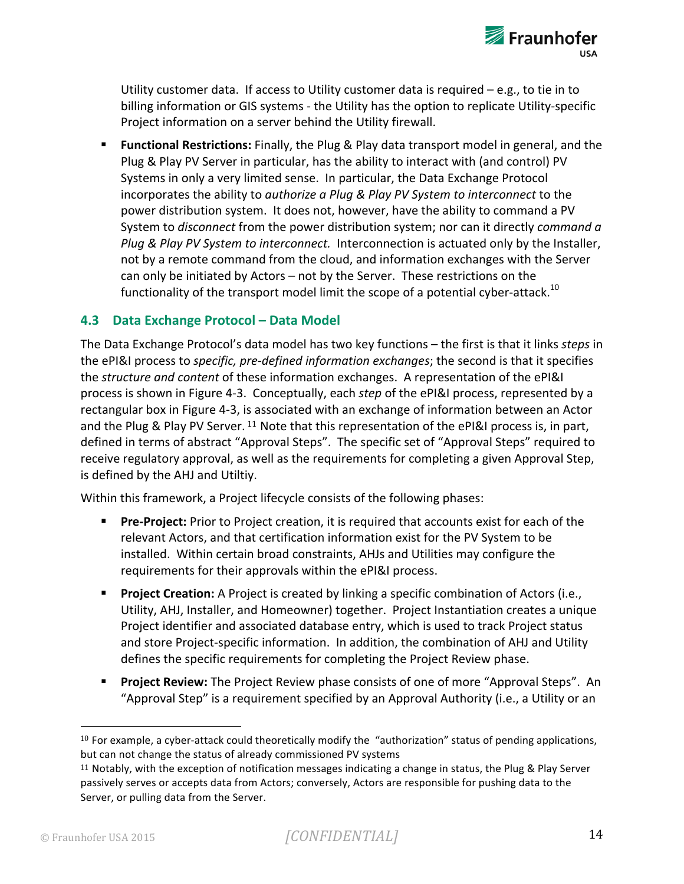Utility customer data. If access to Utility customer data is required – e.g., to tie in to billing information or GIS systems - the Utility has the option to replicate Utility-specific Project information on a server behind the Utility firewall.

- **Functional Restrictions:** Finally, the Plug & Play data transport model in general, and the Plug & Play PV Server in particular, has the ability to interact with (and control) PV Systems in only a very limited sense. In particular, the Data Exchange Protocol incorporates the ability to *authorize a Plug & Play PV System to interconnect* to the power distribution system. It does not, however, have the ability to command a PV System to *disconnect* from the power distribution system; nor can it directly *command a Plug & Play PV System to interconnect.* Interconnection is actuated only by the Installer, not by a remote command from the cloud, and information exchanges with the Server can only be initiated by Actors – not by the Server. These restrictions on the functionality of the transport model limit the scope of a potential cyber-attack.[10]

## 4.3 Data Exchange Protocol – Data Model

The Data Exchange Protocol's data model has two key functions – the first is that it links *steps* in the ePI&I process to *specific, pre-defined information exchanges*; the second is that it specifies the *structure and content* of these information exchanges. A representation of the ePI&I process is shown in Figure 4-3. Conceptually, each *step* of the ePI&I process, represented by a rectangular box in Figure 4-3, is associated with an exchange of information between an Actor and the Plug & Play PV Server. [11] Note that this representation of the ePI&I process is, in part, defined in terms of abstract "Approval Steps". The specific set of "Approval Steps" required to receive regulatory approval, as well as the requirements for completing a given Approval Step, is defined by the AHJ and Utiltiy.

Within this framework, a Project lifecycle consists of the following phases:

- **Pre-Project:** Prior to Project creation, it is required that accounts exist for each of the relevant Actors, and that certification information exist for the PV System to be installed. Within certain broad constraints, AHJs and Utilities may configure the requirements for their approvals within the ePI&I process.
- **Project Creation:** A Project is created by linking a specific combination of Actors (i.e., Utility, AHJ, Installer, and Homeowner) together. Project Instantiation creates a unique Project identifier and associated database entry, which is used to track Project status and store Project-specific information. In addition, the combination of AHJ and Utility defines the specific requirements for completing the Project Review phase.
- **Project Review:** The Project Review phase consists of one of more "Approval Steps". An "Approval Step" is a requirement specified by an Approval Authority (i.e., a Utility or an

---

[10] For example, a cyber-attack could theoretically modify the "authorization" status of pending applications, but can not change the status of already commissioned PV systems

[11] Notably, with the exception of notification messages indicating a change in status, the Plug & Play Server passively serves or accepts data from Actors; conversely, Actors are responsible for pushing data to the Server, or pulling data from the Server.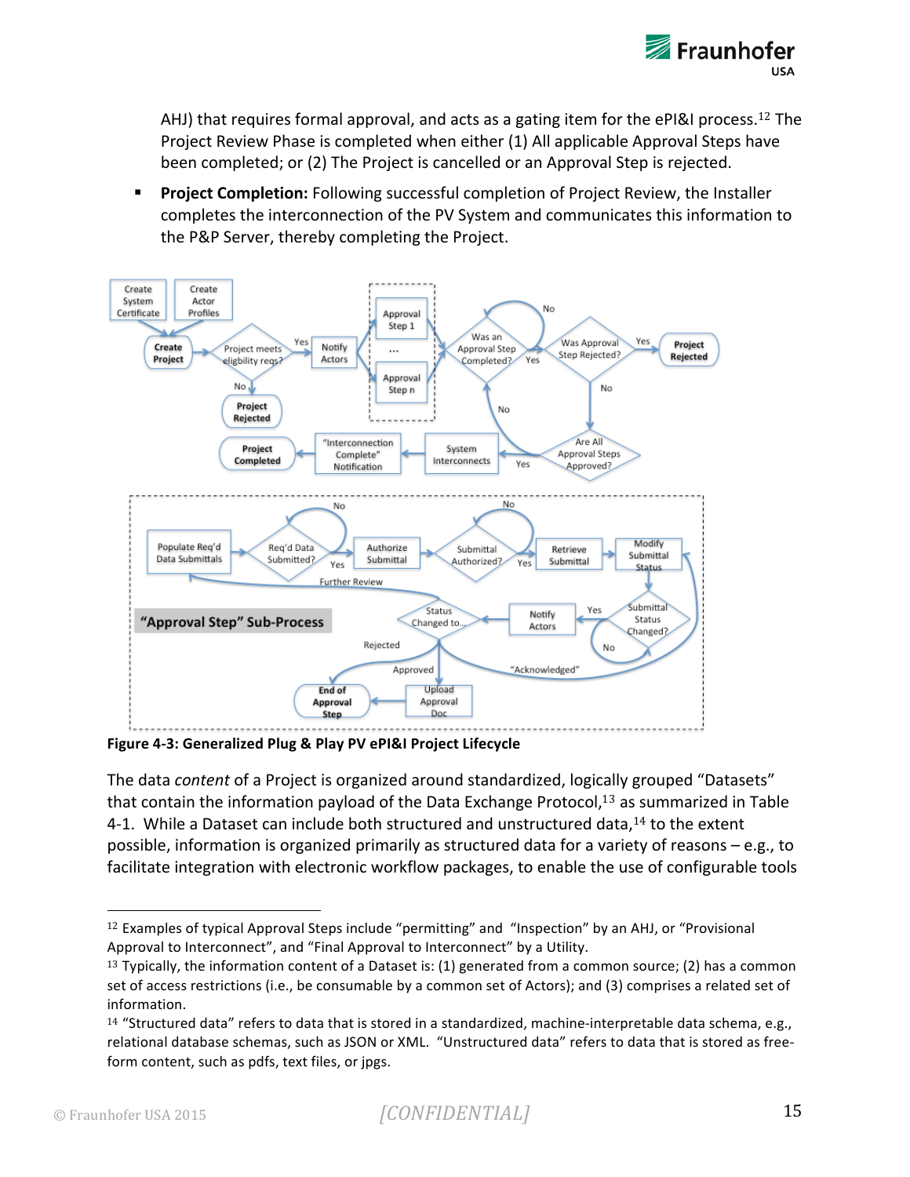AHJ) that requires formal approval, and acts as a gating item for the ePI&I process.[12] The Project Review Phase is completed when either (1) All applicable Approval Steps have been completed; or (2) The Project is cancelled or an Approval Step is rejected.

- **Project Completion:** Following successful completion of Project Review, the Installer completes the interconnection of the PV System and communicates this information to the P&P Server, thereby completing the Project.

**Figure 4-3: Generalized Plug & Play PV ePI&I Project Lifecycle**

The data *content* of a Project is organized around standardized, logically grouped "Datasets" that contain the information payload of the Data Exchange Protocol,[13] as summarized in Table 4-1. While a Dataset can include both structured and unstructured data,[14] to the extent possible, information is organized primarily as structured data for a variety of reasons – e.g., to facilitate integration with electronic workflow packages, to enable the use of configurable tools

[12] Examples of typical Approval Steps include "permitting" and "Inspection" by an AHJ, or "Provisional Approval to Interconnect", and "Final Approval to Interconnect" by a Utility.

[13] Typically, the information content of a Dataset is: (1) generated from a common source; (2) has a common set of access restrictions (i.e., be consumable by a common set of Actors); and (3) comprises a related set of information.

[14] "Structured data" refers to data that is stored in a standardized, machine-interpretable data schema, e.g., relational database schemas, such as JSON or XML. "Unstructured data" refers to data that is stored as free-form content, such as pdfs, text files, or jpgs.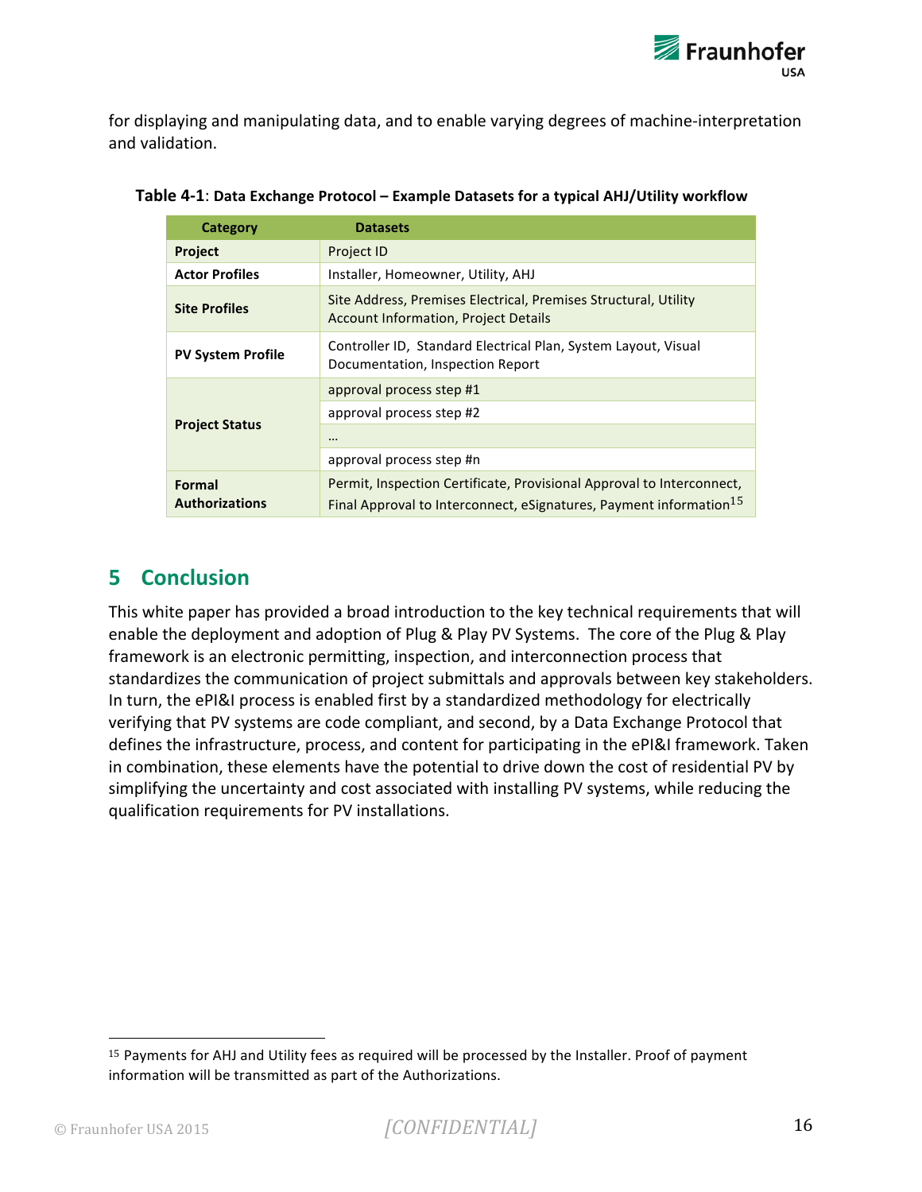for displaying and manipulating data, and to enable varying degrees of machine-interpretation and validation.

**Table 4-1**: **Data Exchange Protocol – Example Datasets for a typical AHJ/Utility workflow**

| Category | Datasets |
|---|---|
| **Project** | Project ID |
| **Actor Profiles** | Installer, Homeowner, Utility, AHJ |
| **Site Profiles** | Site Address, Premises Electrical, Premises Structural, Utility Account Information, Project Details |
| **PV System Profile** | Controller ID, Standard Electrical Plan, System Layout, Visual Documentation, Inspection Report |
| **Project Status** | approval process step #1 |
| | approval process step #2 |
| | … |
| | approval process step #n |
| **Formal Authorizations** | Permit, Inspection Certificate, Provisional Approval to Interconnect, Final Approval to Interconnect, eSignatures, Payment information[15] |

# 5 Conclusion

This white paper has provided a broad introduction to the key technical requirements that will enable the deployment and adoption of Plug & Play PV Systems. The core of the Plug & Play framework is an electronic permitting, inspection, and interconnection process that standardizes the communication of project submittals and approvals between key stakeholders. In turn, the ePI&I process is enabled first by a standardized methodology for electrically verifying that PV systems are code compliant, and second, by a Data Exchange Protocol that defines the infrastructure, process, and content for participating in the ePI&I framework. Taken in combination, these elements have the potential to drive down the cost of residential PV by simplifying the uncertainty and cost associated with installing PV systems, while reducing the qualification requirements for PV installations.

[15] Payments for AHJ and Utility fees as required will be processed by the Installer. Proof of payment information will be transmitted as part of the Authorizations.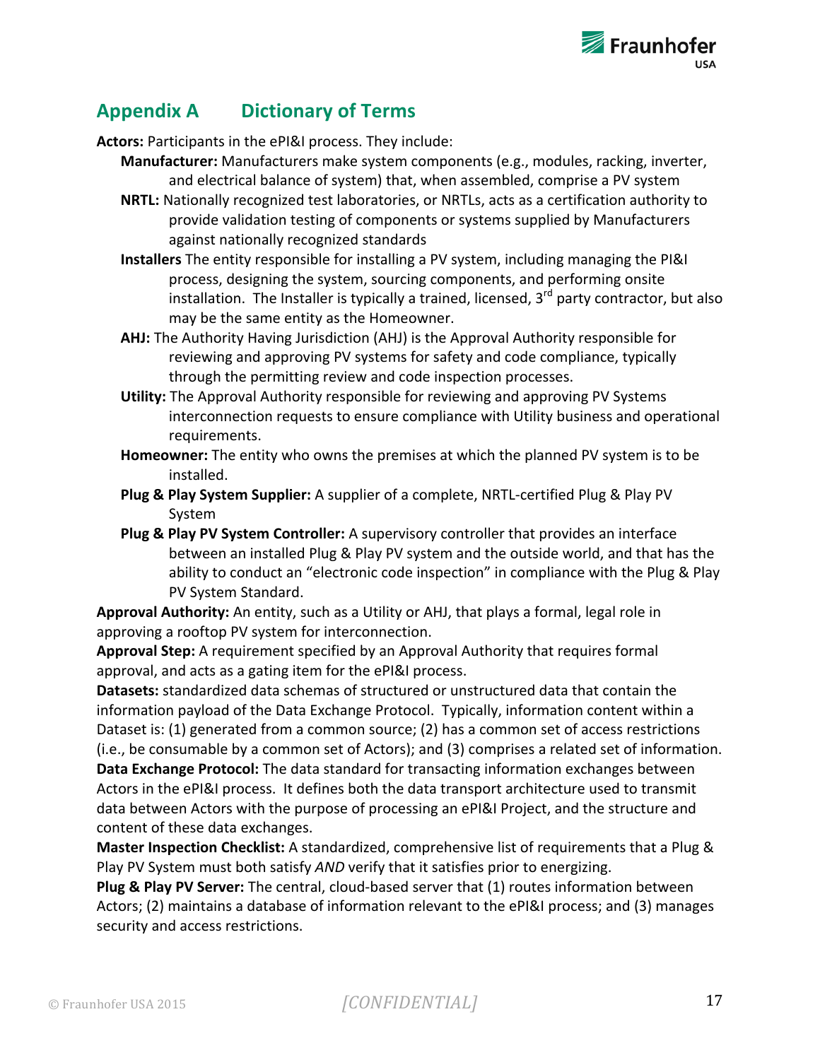## Appendix A Dictionary of Terms

**Actors:** Participants in the ePI&I process. They include:

- **Manufacturer:** Manufacturers make system components (e.g., modules, racking, inverter, and electrical balance of system) that, when assembled, comprise a PV system
- **NRTL:** Nationally recognized test laboratories, or NRTLs, acts as a certification authority to provide validation testing of components or systems supplied by Manufacturers against nationally recognized standards
- **Installers** The entity responsible for installing a PV system, including managing the PI&I process, designing the system, sourcing components, and performing onsite installation. The Installer is typically a trained, licensed, 3rd party contractor, but also may be the same entity as the Homeowner.
- **AHJ:** The Authority Having Jurisdiction (AHJ) is the Approval Authority responsible for reviewing and approving PV systems for safety and code compliance, typically through the permitting review and code inspection processes.
- **Utility:** The Approval Authority responsible for reviewing and approving PV Systems interconnection requests to ensure compliance with Utility business and operational requirements.
- **Homeowner:** The entity who owns the premises at which the planned PV system is to be installed.
- **Plug & Play System Supplier:** A supplier of a complete, NRTL-certified Plug & Play PV System
- **Plug & Play PV System Controller:** A supervisory controller that provides an interface between an installed Plug & Play PV system and the outside world, and that has the ability to conduct an "electronic code inspection" in compliance with the Plug & Play PV System Standard.

**Approval Authority:** An entity, such as a Utility or AHJ, that plays a formal, legal role in approving a rooftop PV system for interconnection.

**Approval Step:** A requirement specified by an Approval Authority that requires formal approval, and acts as a gating item for the ePI&I process.

**Datasets:** standardized data schemas of structured or unstructured data that contain the information payload of the Data Exchange Protocol. Typically, information content within a Dataset is: (1) generated from a common source; (2) has a common set of access restrictions (i.e., be consumable by a common set of Actors); and (3) comprises a related set of information.

**Data Exchange Protocol:** The data standard for transacting information exchanges between Actors in the ePI&I process. It defines both the data transport architecture used to transmit data between Actors with the purpose of processing an ePI&I Project, and the structure and content of these data exchanges.

**Master Inspection Checklist:** A standardized, comprehensive list of requirements that a Plug & Play PV System must both satisfy *AND* verify that it satisfies prior to energizing.

**Plug & Play PV Server:** The central, cloud-based server that (1) routes information between Actors; (2) maintains a database of information relevant to the ePI&I process; and (3) manages security and access restrictions.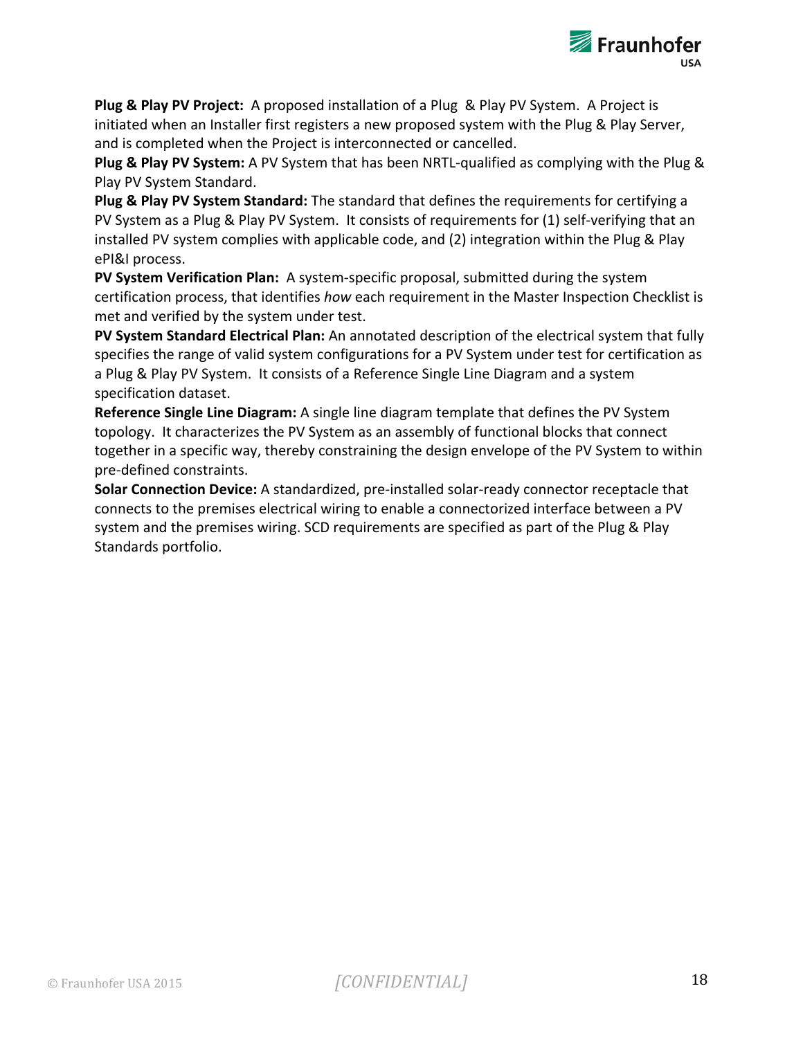**Plug & Play PV Project:** A proposed installation of a Plug & Play PV System. A Project is initiated when an Installer first registers a new proposed system with the Plug & Play Server, and is completed when the Project is interconnected or cancelled.

**Plug & Play PV System:** A PV System that has been NRTL-qualified as complying with the Plug & Play PV System Standard.

**Plug & Play PV System Standard:** The standard that defines the requirements for certifying a PV System as a Plug & Play PV System. It consists of requirements for (1) self-verifying that an installed PV system complies with applicable code, and (2) integration within the Plug & Play ePI&I process.

**PV System Verification Plan:** A system-specific proposal, submitted during the system certification process, that identifies *how* each requirement in the Master Inspection Checklist is met and verified by the system under test.

**PV System Standard Electrical Plan:** An annotated description of the electrical system that fully specifies the range of valid system configurations for a PV System under test for certification as a Plug & Play PV System. It consists of a Reference Single Line Diagram and a system specification dataset.

**Reference Single Line Diagram:** A single line diagram template that defines the PV System topology. It characterizes the PV System as an assembly of functional blocks that connect together in a specific way, thereby constraining the design envelope of the PV System to within pre-defined constraints.

**Solar Connection Device:** A standardized, pre-installed solar-ready connector receptacle that connects to the premises electrical wiring to enable a connectorized interface between a PV system and the premises wiring. SCD requirements are specified as part of the Plug & Play Standards portfolio.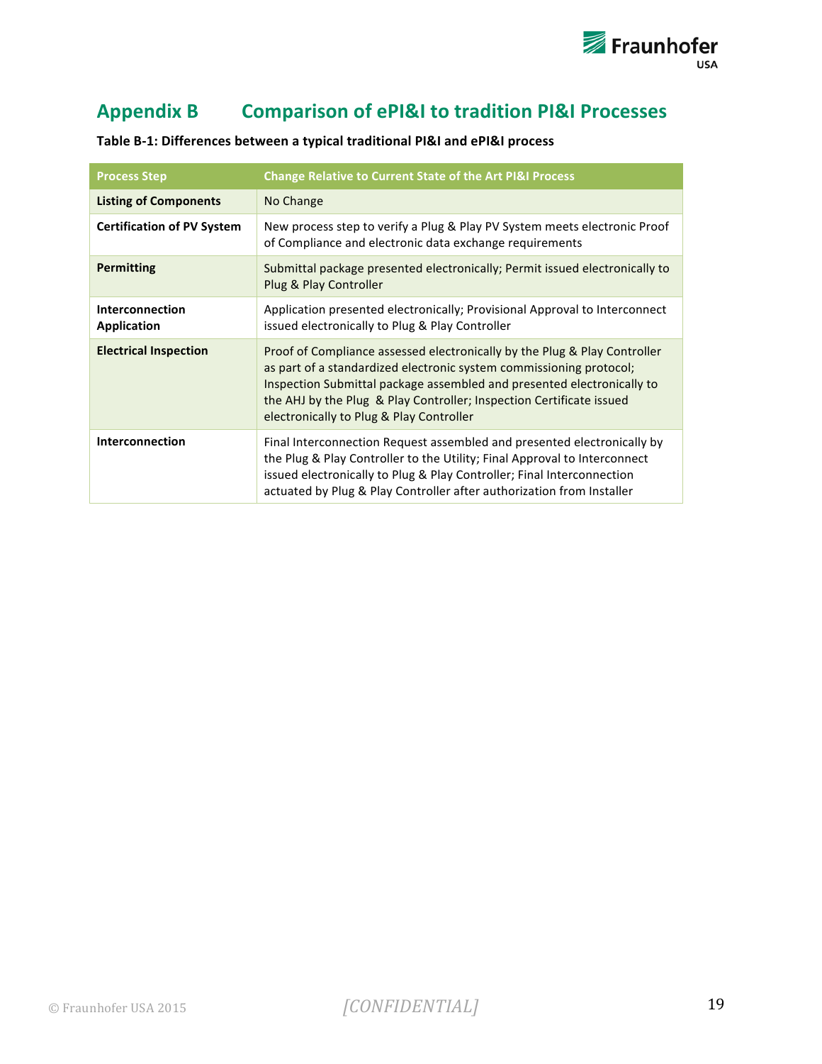# Appendix B Comparison of ePI&I to tradition PI&I Processes

**Table B-1: Differences between a typical traditional PI&I and ePI&I process**

| Process Step | Change Relative to Current State of the Art PI&I Process |
|---|---|
| **Listing of Components** | No Change |
| **Certification of PV System** | New process step to verify a Plug & Play PV System meets electronic Proof of Compliance and electronic data exchange requirements |
| **Permitting** | Submittal package presented electronically; Permit issued electronically to Plug & Play Controller |
| **Interconnection Application** | Application presented electronically; Provisional Approval to Interconnect issued electronically to Plug & Play Controller |
| **Electrical Inspection** | Proof of Compliance assessed electronically by the Plug & Play Controller as part of a standardized electronic system commissioning protocol; Inspection Submittal package assembled and presented electronically to the AHJ by the Plug & Play Controller; Inspection Certificate issued electronically to Plug & Play Controller |
| **Interconnection** | Final Interconnection Request assembled and presented electronically by the Plug & Play Controller to the Utility; Final Approval to Interconnect issued electronically to Plug & Play Controller; Final Interconnection actuated by Plug & Play Controller after authorization from Installer |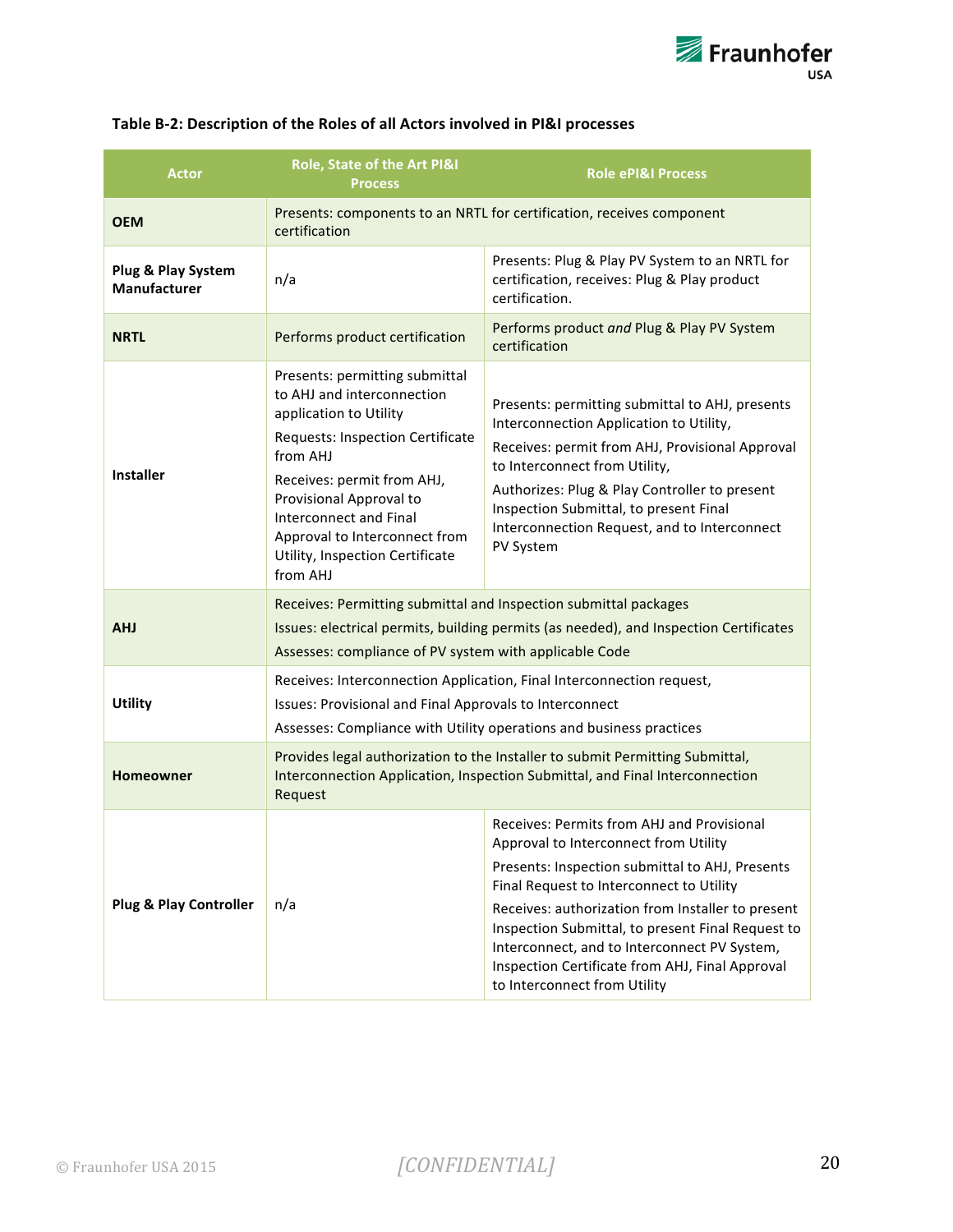**Table B-2: Description of the Roles of all Actors involved in PI&I processes**

| Actor | Role, State of the Art PI&I Process | Role ePI&I Process |
|---|---|---|
| **OEM** | Presents: components to an NRTL for certification, receives component certification | |
| **Plug & Play System Manufacturer** | n/a | Presents: Plug & Play PV System to an NRTL for certification, receives: Plug & Play product certification. |
| **NRTL** | Performs product certification | Performs product *and* Plug & Play PV System certification |
| **Installer** | Presents: permitting submittal to AHJ and interconnection application to Utility<br>Requests: Inspection Certificate from AHJ<br>Receives: permit from AHJ, Provisional Approval to Interconnect and Final Approval to Interconnect from Utility, Inspection Certificate from AHJ | Presents: permitting submittal to AHJ, presents Interconnection Application to Utility,<br>Receives: permit from AHJ, Provisional Approval to Interconnect from Utility,<br>Authorizes: Plug & Play Controller to present Inspection Submittal, to present Final Interconnection Request, and to Interconnect PV System |
| **AHJ** | Receives: Permitting submittal and Inspection submittal packages<br>Issues: electrical permits, building permits (as needed), and Inspection Certificates<br>Assesses: compliance of PV system with applicable Code | |
| **Utility** | Receives: Interconnection Application, Final Interconnection request,<br>Issues: Provisional and Final Approvals to Interconnect<br>Assesses: Compliance with Utility operations and business practices | |
| **Homeowner** | Provides legal authorization to the Installer to submit Permitting Submittal, Interconnection Application, Inspection Submittal, and Final Interconnection Request | |
| **Plug & Play Controller** | n/a | Receives: Permits from AHJ and Provisional Approval to Interconnect from Utility<br>Presents: Inspection submittal to AHJ, Presents Final Request to Interconnect to Utility<br>Receives: authorization from Installer to present Inspection Submittal, to present Final Request to Interconnect, and to Interconnect PV System, Inspection Certificate from AHJ, Final Approval to Interconnect from Utility |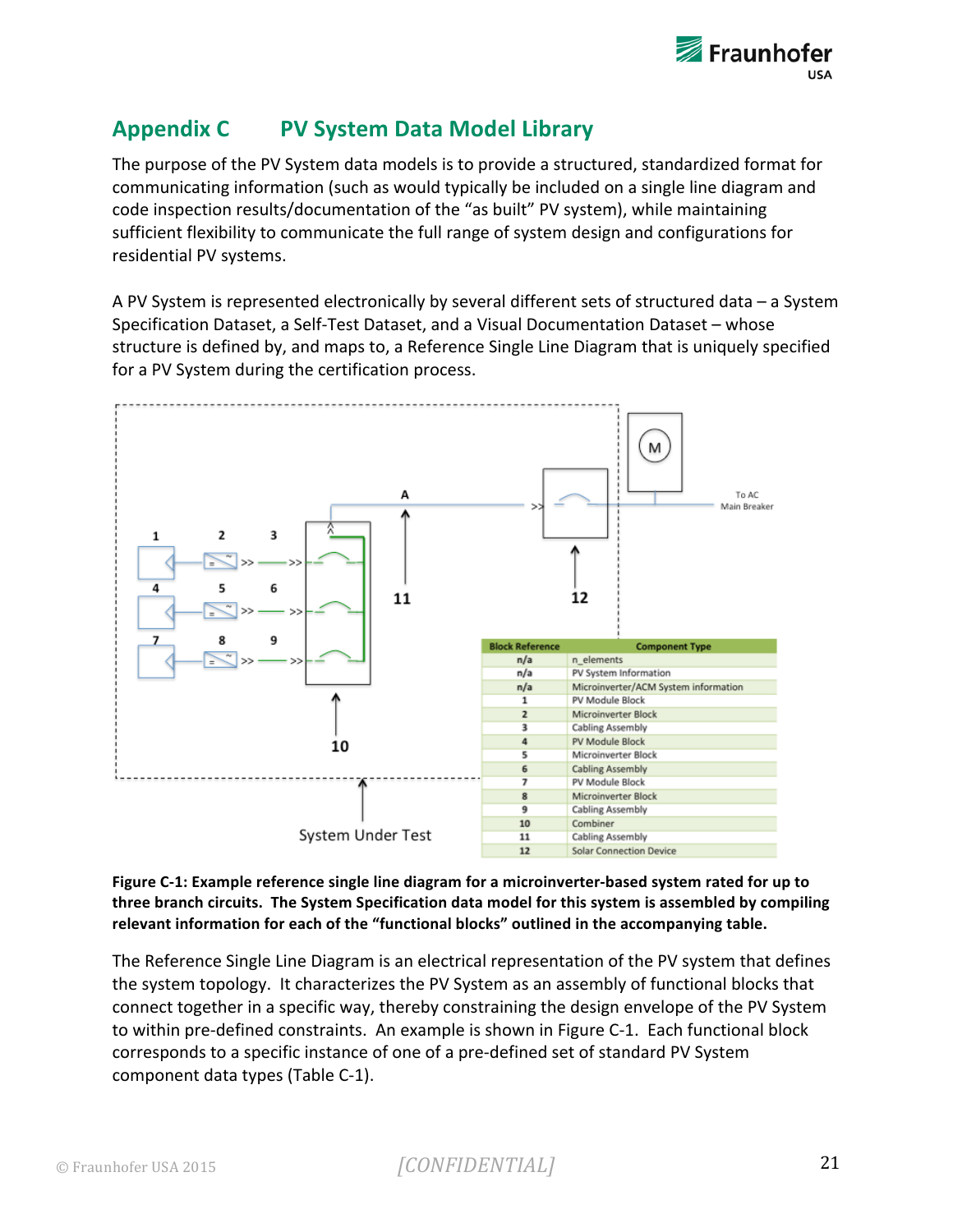## Appendix C PV System Data Model Library

The purpose of the PV System data models is to provide a structured, standardized format for communicating information (such as would typically be included on a single line diagram and code inspection results/documentation of the "as built" PV system), while maintaining sufficient flexibility to communicate the full range of system design and configurations for residential PV systems.

A PV System is represented electronically by several different sets of structured data – a System Specification Dataset, a Self-Test Dataset, and a Visual Documentation Dataset – whose structure is defined by, and maps to, a Reference Single Line Diagram that is uniquely specified for a PV System during the certification process.

| Block Reference | Component Type |
| --- | --- |
| n/a | n_elements |
| n/a | PV System Information |
| n/a | Microinverter/ACM System information |
| 1 | PV Module Block |
| 2 | Microinverter Block |
| 3 | Cabling Assembly |
| 4 | PV Module Block |
| 5 | Microinverter Block |
| 6 | Cabling Assembly |
| 7 | PV Module Block |
| 8 | Microinverter Block |
| 9 | Cabling Assembly |
| 10 | Combiner |
| 11 | Cabling Assembly |
| 12 | Solar Connection Device |

**Figure C-1: Example reference single line diagram for a microinverter-based system rated for up to three branch circuits. The System Specification data model for this system is assembled by compiling relevant information for each of the "functional blocks" outlined in the accompanying table.**

The Reference Single Line Diagram is an electrical representation of the PV system that defines the system topology. It characterizes the PV System as an assembly of functional blocks that connect together in a specific way, thereby constraining the design envelope of the PV System to within pre-defined constraints. An example is shown in Figure C-1. Each functional block corresponds to a specific instance of one of a pre-defined set of standard PV System component data types (Table C-1).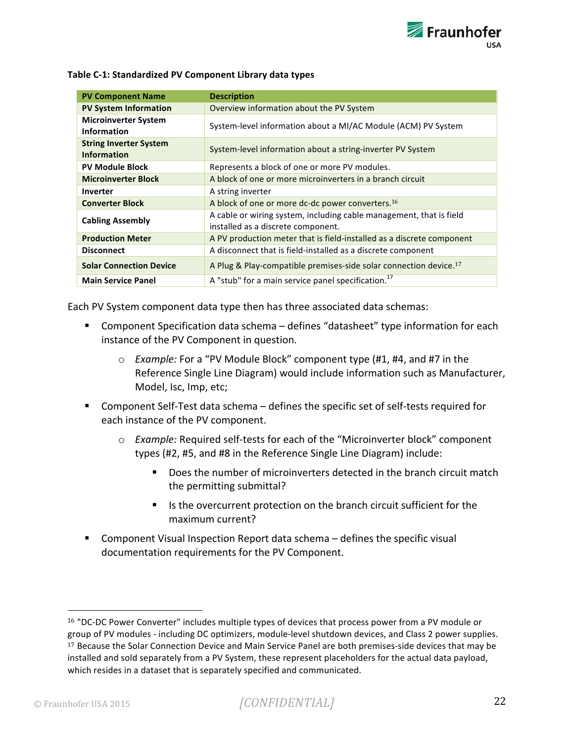**Table C-1: Standardized PV Component Library data types**

| PV Component Name | Description |
|---|---|
| **PV System Information** | Overview information about the PV System |
| **Microinverter System Information** | System-level information about a MI/AC Module (ACM) PV System |
| **String Inverter System Information** | System-level information about a string-inverter PV System |
| **PV Module Block** | Represents a block of one or more PV modules. |
| **Microinverter Block** | A block of one or more microinverters in a branch circuit |
| **Inverter** | A string inverter |
| **Converter Block** | A block of one or more dc-dc power converters.[16] |
| **Cabling Assembly** | A cable or wiring system, including cable management, that is field installed as a discrete component. |
| **Production Meter** | A PV production meter that is field-installed as a discrete component |
| **Disconnect** | A disconnect that is field-installed as a discrete component |
| **Solar Connection Device** | A Plug & Play-compatible premises-side solar connection device.[17] |
| **Main Service Panel** | A "stub" for a main service panel specification.[17] |

Each PV System component data type then has three associated data schemas:

- Component Specification data schema – defines "datasheet" type information for each instance of the PV Component in question.
  - *Example:* For a "PV Module Block" component type (#1, #4, and #7 in the Reference Single Line Diagram) would include information such as Manufacturer, Model, Isc, Imp, etc;
- Component Self-Test data schema – defines the specific set of self-tests required for each instance of the PV component.
  - *Example:* Required self-tests for each of the "Microinverter block" component types (#2, #5, and #8 in the Reference Single Line Diagram) include:
    - Does the number of microinverters detected in the branch circuit match the permitting submittal?
    - Is the overcurrent protection on the branch circuit sufficient for the maximum current?
- Component Visual Inspection Report data schema – defines the specific visual documentation requirements for the PV Component.

[16] "DC-DC Power Converter" includes multiple types of devices that process power from a PV module or group of PV modules - including DC optimizers, module-level shutdown devices, and Class 2 power supplies.

[17] Because the Solar Connection Device and Main Service Panel are both premises-side devices that may be installed and sold separately from a PV System, these represent placeholders for the actual data payload, which resides in a dataset that is separately specified and communicated.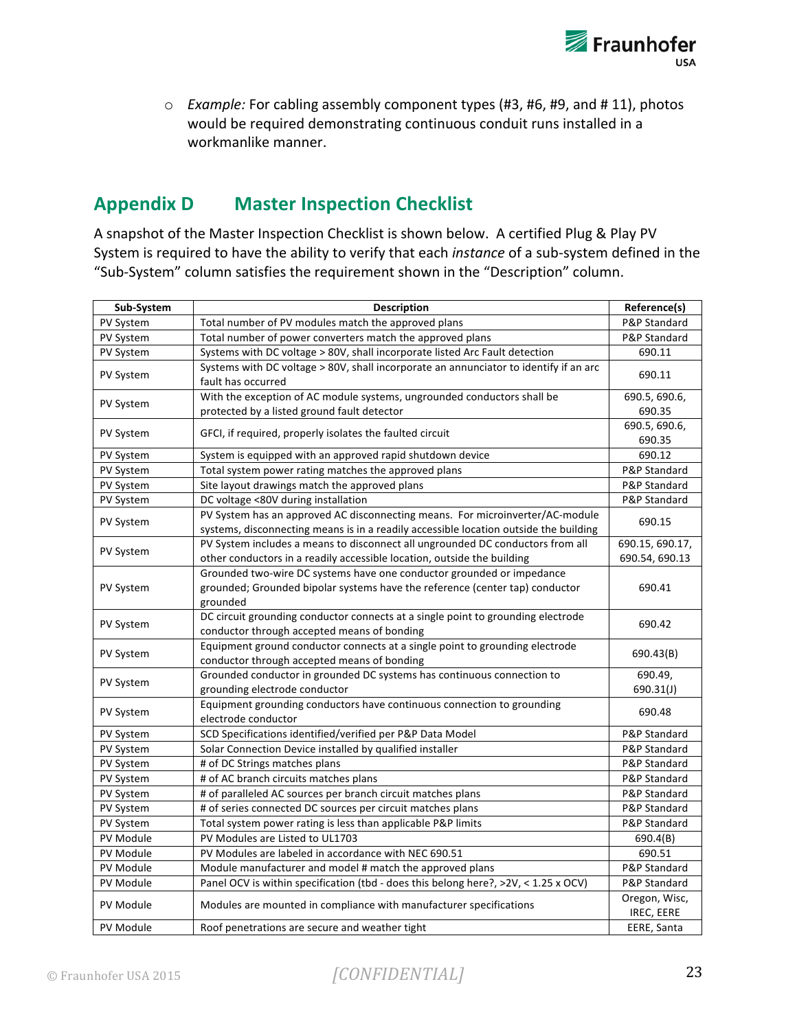- *Example:* For cabling assembly component types (#3, #6, #9, and # 11), photos would be required demonstrating continuous conduit runs installed in a workmanlike manner.

## Appendix D Master Inspection Checklist

A snapshot of the Master Inspection Checklist is shown below. A certified Plug & Play PV System is required to have the ability to verify that each *instance* of a sub-system defined in the "Sub-System" column satisfies the requirement shown in the "Description" column.

| Sub-System | Description | Reference(s) |
|---|---|---|
| PV System | Total number of PV modules match the approved plans | P&P Standard |
| PV System | Total number of power converters match the approved plans | P&P Standard |
| PV System | Systems with DC voltage > 80V, shall incorporate listed Arc Fault detection | 690.11 |
| PV System | Systems with DC voltage > 80V, shall incorporate an annunciator to identify if an arc fault has occurred | 690.11 |
| PV System | With the exception of AC module systems, ungrounded conductors shall be protected by a listed ground fault detector | 690.5, 690.6, 690.35 |
| PV System | GFCI, if required, properly isolates the faulted circuit | 690.5, 690.6, 690.35 |
| PV System | System is equipped with an approved rapid shutdown device | 690.12 |
| PV System | Total system power rating matches the approved plans | P&P Standard |
| PV System | Site layout drawings match the approved plans | P&P Standard |
| PV System | DC voltage <80V during installation | P&P Standard |
| PV System | PV System has an approved AC disconnecting means. For microinverter/AC-module systems, disconnecting means is in a readily accessible location outside the building | 690.15 |
| PV System | PV System includes a means to disconnect all ungrounded DC conductors from all other conductors in a readily accessible location, outside the building | 690.15, 690.17, 690.54, 690.13 |
| PV System | Grounded two-wire DC systems have one conductor grounded or impedance grounded; Grounded bipolar systems have the reference (center tap) conductor grounded | 690.41 |
| PV System | DC circuit grounding conductor connects at a single point to grounding electrode conductor through accepted means of bonding | 690.42 |
| PV System | Equipment ground conductor connects at a single point to grounding electrode conductor through accepted means of bonding | 690.43(B) |
| PV System | Grounded conductor in grounded DC systems has continuous connection to grounding electrode conductor | 690.49, 690.31(J) |
| PV System | Equipment grounding conductors have continuous connection to grounding electrode conductor | 690.48 |
| PV System | SCD Specifications identified/verified per P&P Data Model | P&P Standard |
| PV System | Solar Connection Device installed by qualified installer | P&P Standard |
| PV System | # of DC Strings matches plans | P&P Standard |
| PV System | # of AC branch circuits matches plans | P&P Standard |
| PV System | # of paralleled AC sources per branch circuit matches plans | P&P Standard |
| PV System | # of series connected DC sources per circuit matches plans | P&P Standard |
| PV System | Total system power rating is less than applicable P&P limits | P&P Standard |
| PV Module | PV Modules are Listed to UL1703 | 690.4(B) |
| PV Module | PV Modules are labeled in accordance with NEC 690.51 | 690.51 |
| PV Module | Module manufacturer and model # match the approved plans | P&P Standard |
| PV Module | Panel OCV is within specification (tbd - does this belong here?, >2V, < 1.25 x OCV) | P&P Standard |
| PV Module | Modules are mounted in compliance with manufacturer specifications | Oregon, Wisc, IREC, EERE |
| PV Module | Roof penetrations are secure and weather tight | EERE, Santa |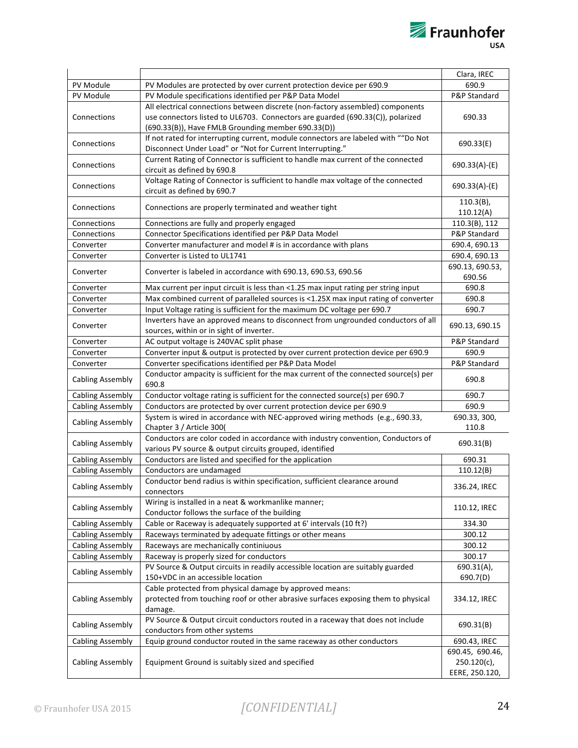| | | Clara, IREC |
|---|---|---|
| PV Module | PV Modules are protected by over current protection device per 690.9 | 690.9 |
| PV Module | PV Module specifications identified per P&P Data Model | P&P Standard |
| Connections | All electrical connections between discrete (non-factory assembled) components use connectors listed to UL6703. Connectors are guarded (690.33(C)), polarized (690.33(B)), Have FMLB Grounding member 690.33(D)) | 690.33 |
| Connections | If not rated for interrupting current, module connectors are labeled with ""Do Not Disconnect Under Load" or "Not for Current Interrupting." | 690.33(E) |
| Connections | Current Rating of Connector is sufficient to handle max current of the connected circuit as defined by 690.8 | 690.33(A)-(E) |
| Connections | Voltage Rating of Connector is sufficient to handle max voltage of the connected circuit as defined by 690.7 | 690.33(A)-(E) |
| Connections | Connections are properly terminated and weather tight | 110.3(B), 110.12(A) |
| Connections | Connections are fully and properly engaged | 110.3(B), 112 |
| Connections | Connector Specifications identified per P&P Data Model | P&P Standard |
| Converter | Converter manufacturer and model # is in accordance with plans | 690.4, 690.13 |
| Converter | Converter is Listed to UL1741 | 690.4, 690.13 |
| Converter | Converter is labeled in accordance with 690.13, 690.53, 690.56 | 690.13, 690.53, 690.56 |
| Converter | Max current per input circuit is less than <1.25 max input rating per string input | 690.8 |
| Converter | Max combined current of paralleled sources is <1.25X max input rating of converter | 690.8 |
| Converter | Input Voltage rating is sufficient for the maximum DC voltage per 690.7 | 690.7 |
| Converter | Inverters have an approved means to disconnect from ungrounded conductors of all sources, within or in sight of inverter. | 690.13, 690.15 |
| Converter | AC output voltage is 240VAC split phase | P&P Standard |
| Converter | Converter input & output is protected by over current protection device per 690.9 | 690.9 |
| Converter | Converter specifications identified per P&P Data Model | P&P Standard |
| Cabling Assembly | Conductor ampacity is sufficient for the max current of the connected source(s) per 690.8 | 690.8 |
| Cabling Assembly | Conductor voltage rating is sufficient for the connected source(s) per 690.7 | 690.7 |
| Cabling Assembly | Conductors are protected by over current protection device per 690.9 | 690.9 |
| Cabling Assembly | System is wired in accordance with NEC-approved wiring methods (e.g., 690.33, Chapter 3 / Article 300( | 690.33, 300, 110.8 |
| Cabling Assembly | Conductors are color coded in accordance with industry convention, Conductors of various PV source & output circuits grouped, identified | 690.31(B) |
| Cabling Assembly | Conductors are listed and specified for the application | 690.31 |
| Cabling Assembly | Conductors are undamaged | 110.12(B) |
| Cabling Assembly | Conductor bend radius is within specification, sufficient clearance around connectors | 336.24, IREC |
| Cabling Assembly | Wiring is installed in a neat & workmanlike manner; Conductor follows the surface of the building | 110.12, IREC |
| Cabling Assembly | Cable or Raceway is adequately supported at 6' intervals (10 ft?) | 334.30 |
| Cabling Assembly | Raceways terminated by adequate fittings or other means | 300.12 |
| Cabling Assembly | Raceways are mechanically continiuous | 300.12 |
| Cabling Assembly | Raceway is properly sized for conductors | 300.17 |
| Cabling Assembly | PV Source & Output circuits in readily accessible location are suitably guarded 150+VDC in an accessible location | 690.31(A), 690.7(D) |
| Cabling Assembly | Cable protected from physical damage by approved means: protected from touching roof or other abrasive surfaces exposing them to physical damage. | 334.12, IREC |
| Cabling Assembly | PV Source & Output circuit conductors routed in a raceway that does not include conductors from other systems | 690.31(B) |
| Cabling Assembly | Equip ground conductor routed in the same raceway as other conductors | 690.43, IREC |
| Cabling Assembly | Equipment Ground is suitably sized and specified | 690.45, 690.46, 250.120(c), EERE, 250.120, |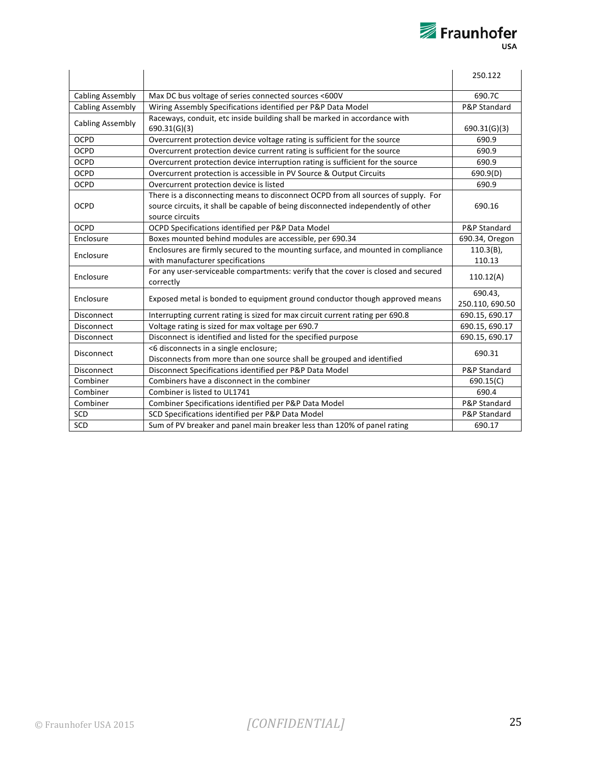| | | |
|---|---|---|
| | | 250.122 |
| Cabling Assembly | Max DC bus voltage of series connected sources <600V | 690.7C |
| Cabling Assembly | Wiring Assembly Specifications identified per P&P Data Model | P&P Standard |
| Cabling Assembly | Raceways, conduit, etc inside building shall be marked in accordance with 690.31(G)(3) | 690.31(G)(3) |
| OCPD | Overcurrent protection device voltage rating is sufficient for the source | 690.9 |
| OCPD | Overcurrent protection device current rating is sufficient for the source | 690.9 |
| OCPD | Overcurrent protection device interruption rating is sufficient for the source | 690.9 |
| OCPD | Overcurrent protection is accessible in PV Source & Output Circuits | 690.9(D) |
| OCPD | Overcurrent protection device is listed | 690.9 |
| OCPD | There is a disconnecting means to disconnect OCPD from all sources of supply. For source circuits, it shall be capable of being disconnected independently of other source circuits | 690.16 |
| OCPD | OCPD Specifications identified per P&P Data Model | P&P Standard |
| Enclosure | Boxes mounted behind modules are accessible, per 690.34 | 690.34, Oregon |
| Enclosure | Enclosures are firmly secured to the mounting surface, and mounted in compliance with manufacturer specifications | 110.3(B), 110.13 |
| Enclosure | For any user-serviceable compartments: verify that the cover is closed and secured correctly | 110.12(A) |
| Enclosure | Exposed metal is bonded to equipment ground conductor though approved means | 690.43, 250.110, 690.50 |
| Disconnect | Interrupting current rating is sized for max circuit current rating per 690.8 | 690.15, 690.17 |
| Disconnect | Voltage rating is sized for max voltage per 690.7 | 690.15, 690.17 |
| Disconnect | Disconnect is identified and listed for the specified purpose | 690.15, 690.17 |
| Disconnect | <6 disconnects in a single enclosure; Disconnects from more than one source shall be grouped and identified | 690.31 |
| Disconnect | Disconnect Specifications identified per P&P Data Model | P&P Standard |
| Combiner | Combiners have a disconnect in the combiner | 690.15(C) |
| Combiner | Combiner is listed to UL1741 | 690.4 |
| Combiner | Combiner Specifications identified per P&P Data Model | P&P Standard |
| SCD | SCD Specifications identified per P&P Data Model | P&P Standard |
| SCD | Sum of PV breaker and panel main breaker less than 120% of panel rating | 690.17 |